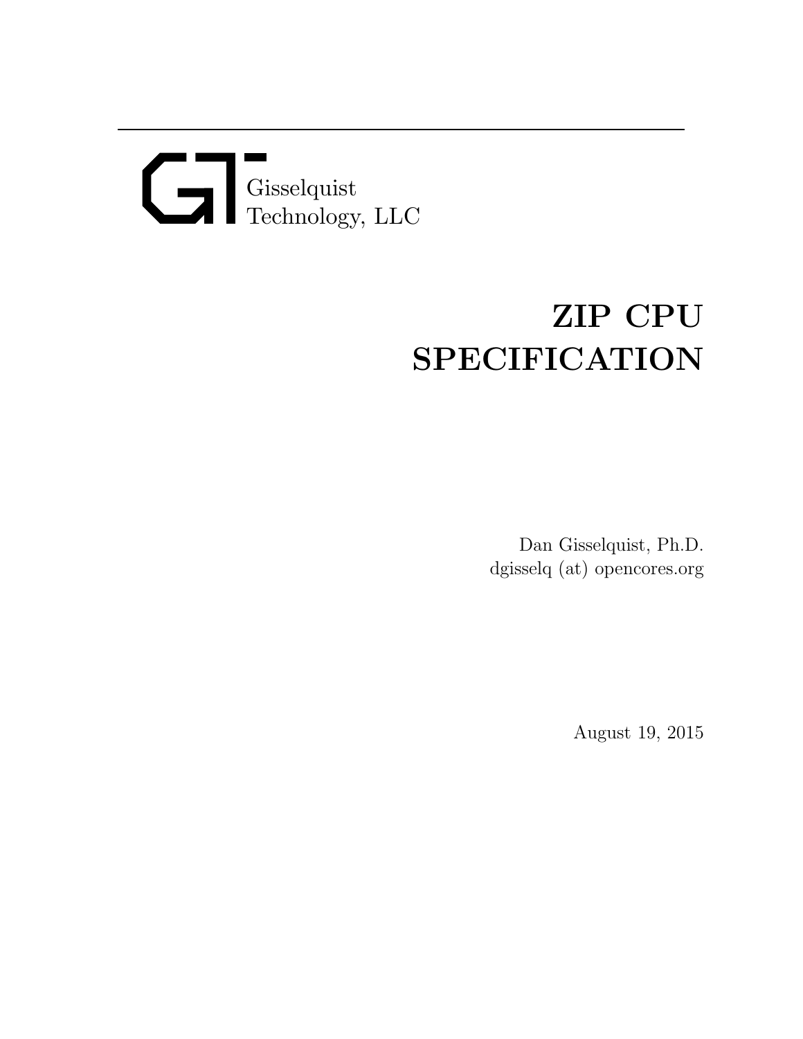Gisselquist
Technology, LLC

# ZIP CPU SPECIFICATION

Dan Gisselquist, Ph.D.
dgisselq (at) opencores.org

August 19, 2015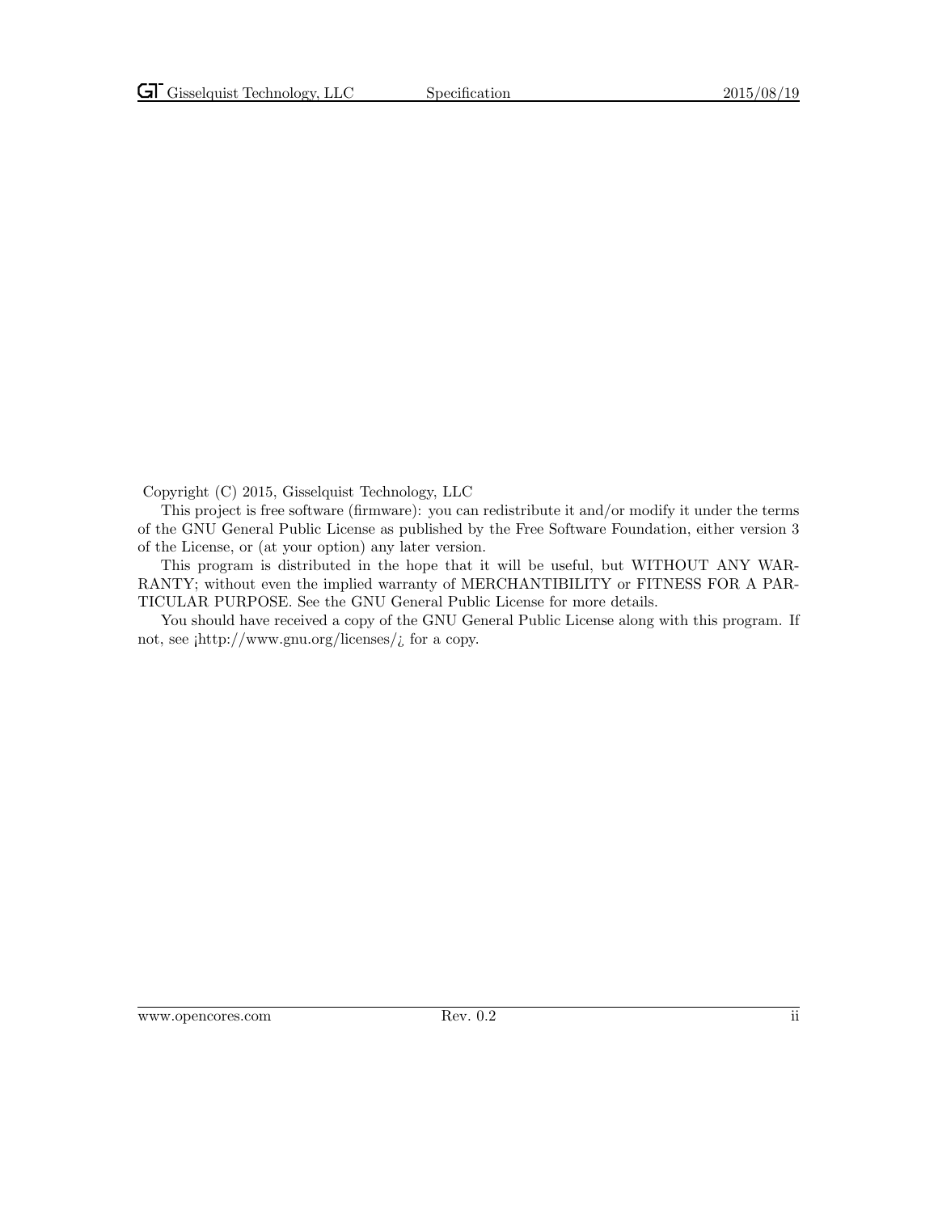Copyright (C) 2015, Gisselquist Technology, LLC

This project is free software (firmware): you can redistribute it and/or modify it under the terms of the GNU General Public License as published by the Free Software Foundation, either version 3 of the License, or (at your option) any later version.

This program is distributed in the hope that it will be useful, but WITHOUT ANY WARRANTY; without even the implied warranty of MERCHANTIBILITY or FITNESS FOR A PARTICULAR PURPOSE. See the GNU General Public License for more details.

You should have received a copy of the GNU General Public License along with this program. If not, see ¡http://www.gnu.org/licenses/¿ for a copy.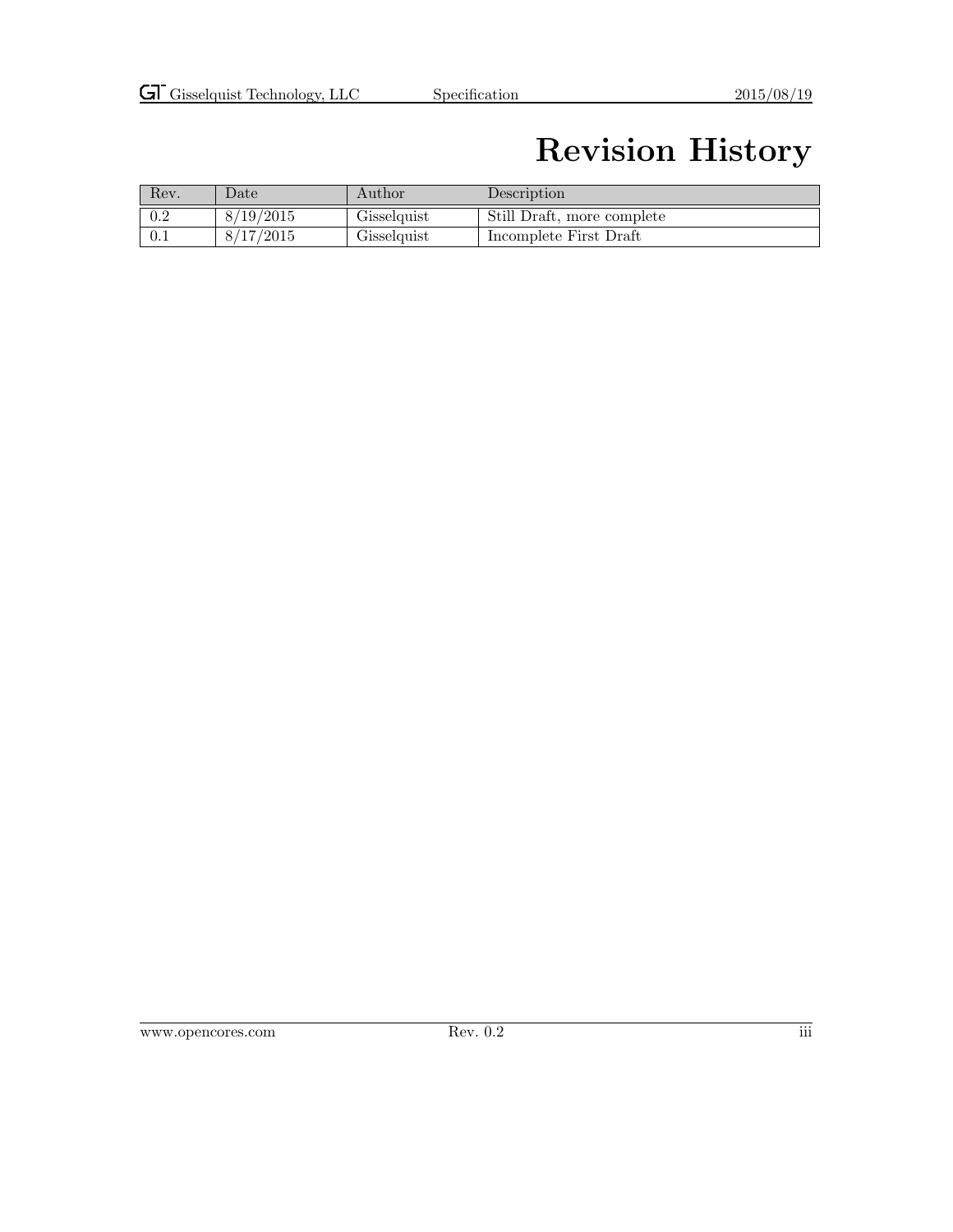# Revision History

| Rev. | Date | Author | Description |
|---|---|---|---|
| 0.2 | 8/19/2015 | Gisselquist | Still Draft, more complete |
| 0.1 | 8/17/2015 | Gisselquist | Incomplete First Draft |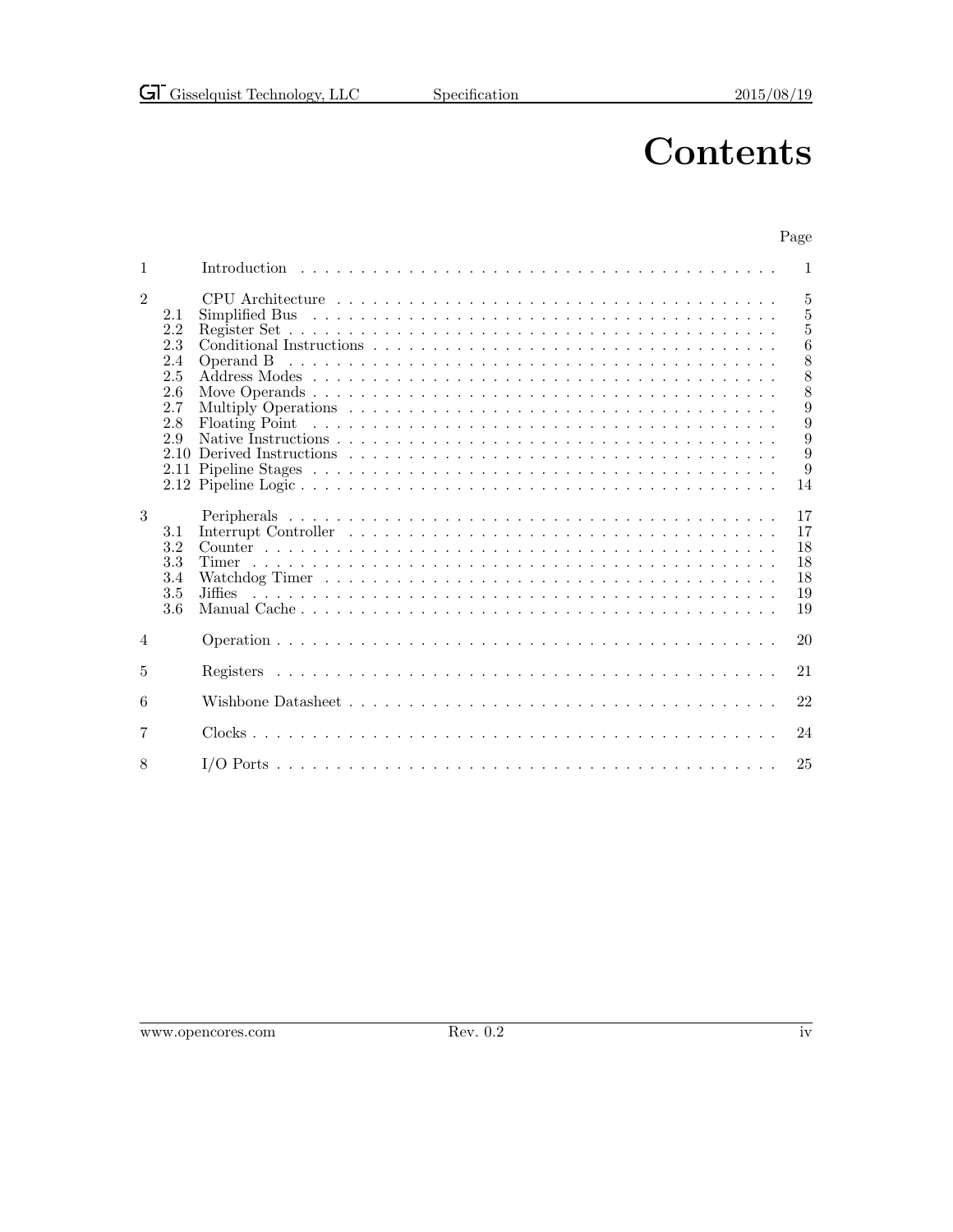# Contents

| | | Page |
|---|---|---|
| 1 | Introduction | 1 |
| 2 | CPU Architecture | 5 |
| 2.1 | Simplified Bus | 5 |
| 2.2 | Register Set | 5 |
| 2.3 | Conditional Instructions | 6 |
| 2.4 | Operand B | 8 |
| 2.5 | Address Modes | 8 |
| 2.6 | Move Operands | 8 |
| 2.7 | Multiply Operations | 9 |
| 2.8 | Floating Point | 9 |
| 2.9 | Native Instructions | 9 |
| 2.10 | Derived Instructions | 9 |
| 2.11 | Pipeline Stages | 9 |
| 2.12 | Pipeline Logic | 14 |
| 3 | Peripherals | 17 |
| 3.1 | Interrupt Controller | 17 |
| 3.2 | Counter | 18 |
| 3.3 | Timer | 18 |
| 3.4 | Watchdog Timer | 18 |
| 3.5 | Jiffies | 19 |
| 3.6 | Manual Cache | 19 |
| 4 | Operation | 20 |
| 5 | Registers | 21 |
| 6 | Wishbone Datasheet | 22 |
| 7 | Clocks | 24 |
| 8 | I/O Ports | 25 |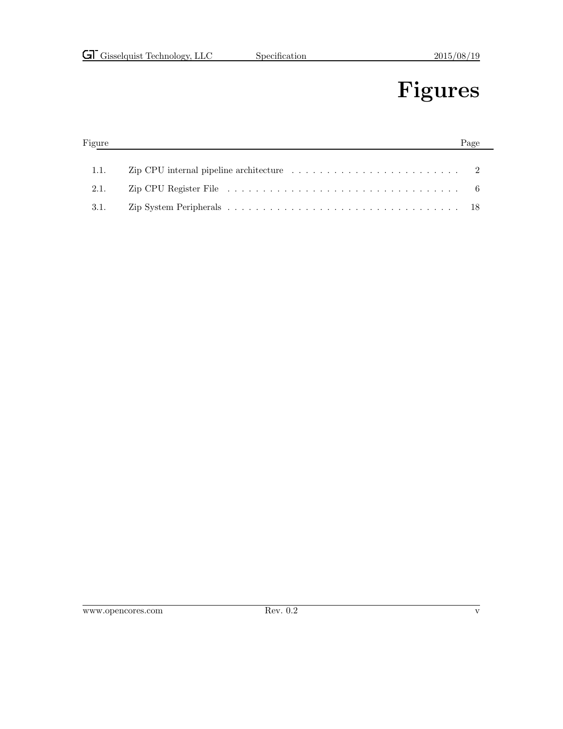# Figures

| Figure | | Page |
|---|---|---|
| 1.1. | Zip CPU internal pipeline architecture | 2 |
| 2.1. | Zip CPU Register File | 6 |
| 3.1. | Zip System Peripherals | 18 |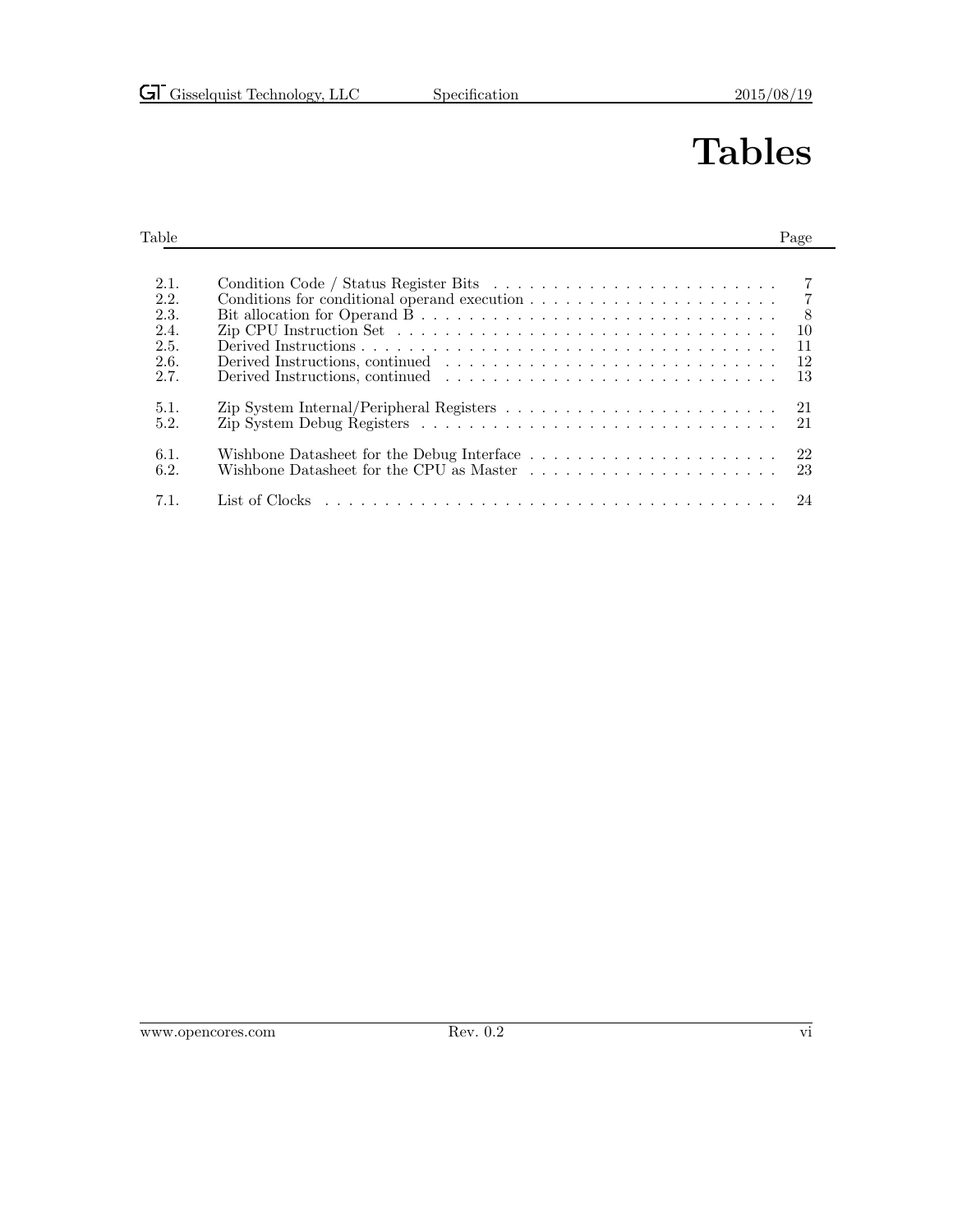# Tables

| Table | | Page |
|---|---|---|
| 2.1. | Condition Code / Status Register Bits | 7 |
| 2.2. | Conditions for conditional operand execution | 7 |
| 2.3. | Bit allocation for Operand B | 8 |
| 2.4. | Zip CPU Instruction Set | 10 |
| 2.5. | Derived Instructions | 11 |
| 2.6. | Derived Instructions, continued | 12 |
| 2.7. | Derived Instructions, continued | 13 |
| 5.1. | Zip System Internal/Peripheral Registers | 21 |
| 5.2. | Zip System Debug Registers | 21 |
| 6.1. | Wishbone Datasheet for the Debug Interface | 22 |
| 6.2. | Wishbone Datasheet for the CPU as Master | 23 |
| 7.1. | List of Clocks | 24 |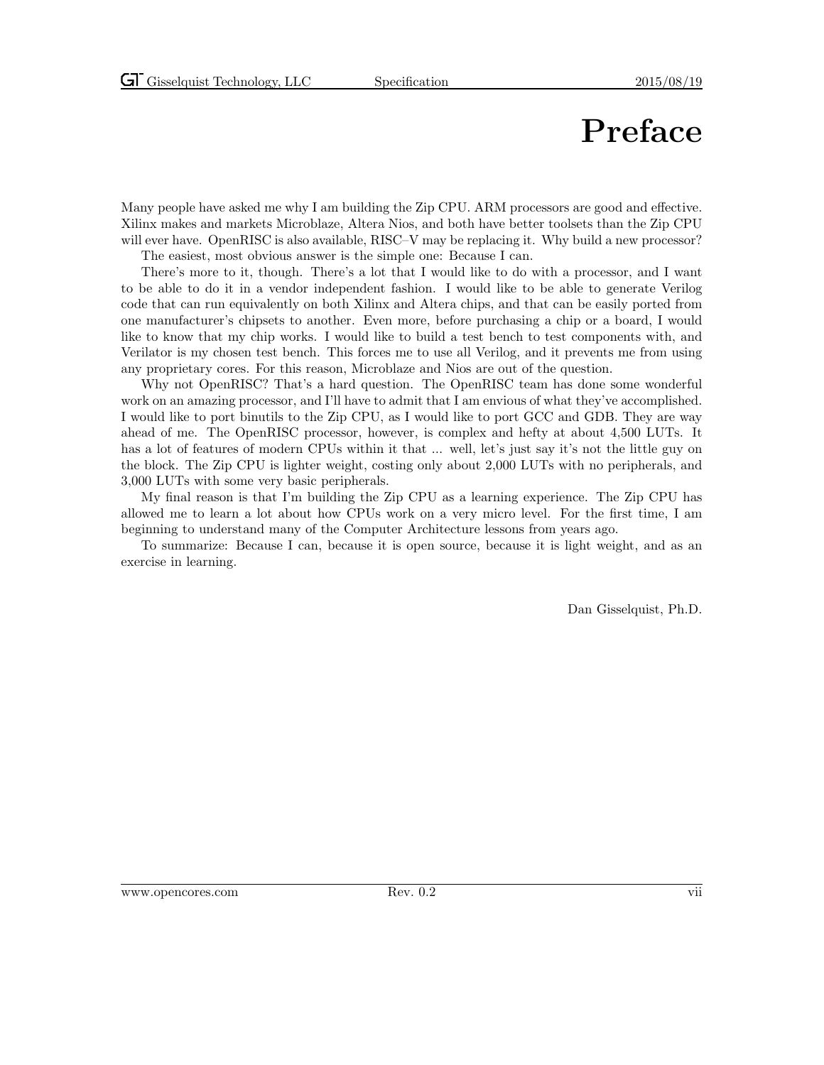# Preface

Many people have asked me why I am building the Zip CPU. ARM processors are good and effective. Xilinx makes and markets Microblaze, Altera Nios, and both have better toolsets than the Zip CPU will ever have. OpenRISC is also available, RISC–V may be replacing it. Why build a new processor?

The easiest, most obvious answer is the simple one: Because I can.

There's more to it, though. There's a lot that I would like to do with a processor, and I want to be able to do it in a vendor independent fashion. I would like to be able to generate Verilog code that can run equivalently on both Xilinx and Altera chips, and that can be easily ported from one manufacturer's chipsets to another. Even more, before purchasing a chip or a board, I would like to know that my chip works. I would like to build a test bench to test components with, and Verilator is my chosen test bench. This forces me to use all Verilog, and it prevents me from using any proprietary cores. For this reason, Microblaze and Nios are out of the question.

Why not OpenRISC? That's a hard question. The OpenRISC team has done some wonderful work on an amazing processor, and I'll have to admit that I am envious of what they've accomplished. I would like to port binutils to the Zip CPU, as I would like to port GCC and GDB. They are way ahead of me. The OpenRISC processor, however, is complex and hefty at about 4,500 LUTs. It has a lot of features of modern CPUs within it that ... well, let's just say it's not the little guy on the block. The Zip CPU is lighter weight, costing only about 2,000 LUTs with no peripherals, and 3,000 LUTs with some very basic peripherals.

My final reason is that I'm building the Zip CPU as a learning experience. The Zip CPU has allowed me to learn a lot about how CPUs work on a very micro level. For the first time, I am beginning to understand many of the Computer Architecture lessons from years ago.

To summarize: Because I can, because it is open source, because it is light weight, and as an exercise in learning.

Dan Gisselquist, Ph.D.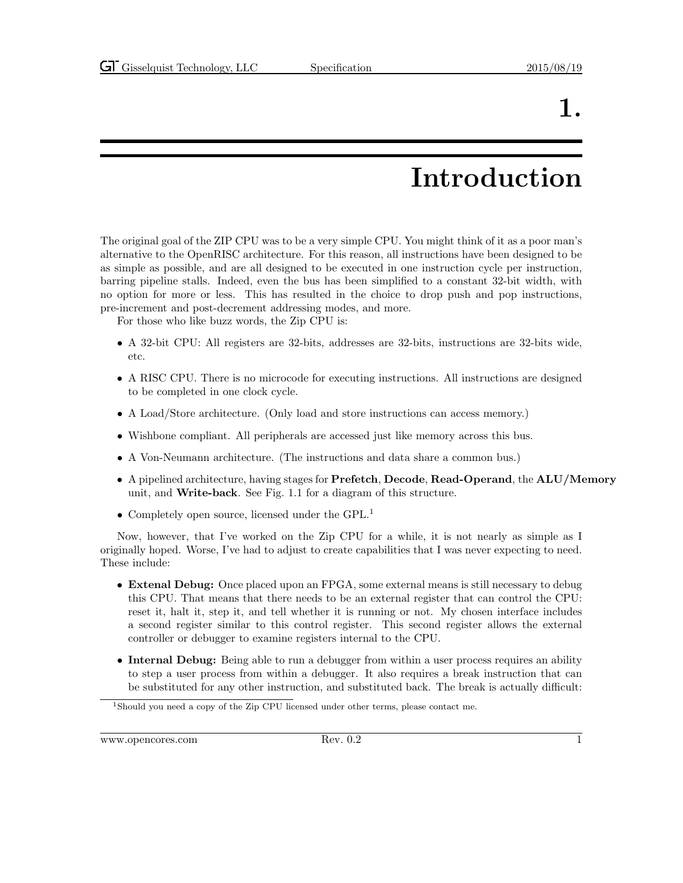# 1. Introduction

The original goal of the ZIP CPU was to be a very simple CPU. You might think of it as a poor man's alternative to the OpenRISC architecture. For this reason, all instructions have been designed to be as simple as possible, and are all designed to be executed in one instruction cycle per instruction, barring pipeline stalls. Indeed, even the bus has been simplified to a constant 32-bit width, with no option for more or less. This has resulted in the choice to drop push and pop instructions, pre-increment and post-decrement addressing modes, and more.

For those who like buzz words, the Zip CPU is:

- A 32-bit CPU: All registers are 32-bits, addresses are 32-bits, instructions are 32-bits wide, etc.
- A RISC CPU. There is no microcode for executing instructions. All instructions are designed to be completed in one clock cycle.
- A Load/Store architecture. (Only load and store instructions can access memory.)
- Wishbone compliant. All peripherals are accessed just like memory across this bus.
- A Von-Neumann architecture. (The instructions and data share a common bus.)
- A pipelined architecture, having stages for **Prefetch**, **Decode**, **Read-Operand**, the **ALU/Memory** unit, and **Write-back**. See Fig. 1.1 for a diagram of this structure.
- Completely open source, licensed under the GPL.[1]

Now, however, that I've worked on the Zip CPU for a while, it is not nearly as simple as I originally hoped. Worse, I've had to adjust to create capabilities that I was never expecting to need. These include:

- **Extenal Debug:** Once placed upon an FPGA, some external means is still necessary to debug this CPU. That means that there needs to be an external register that can control the CPU: reset it, halt it, step it, and tell whether it is running or not. My chosen interface includes a second register similar to this control register. This second register allows the external controller or debugger to examine registers internal to the CPU.
- **Internal Debug:** Being able to run a debugger from within a user process requires an ability to step a user process from within a debugger. It also requires a break instruction that can be substituted for any other instruction, and substituted back. The break is actually difficult:

[1] Should you need a copy of the Zip CPU licensed under other terms, please contact me.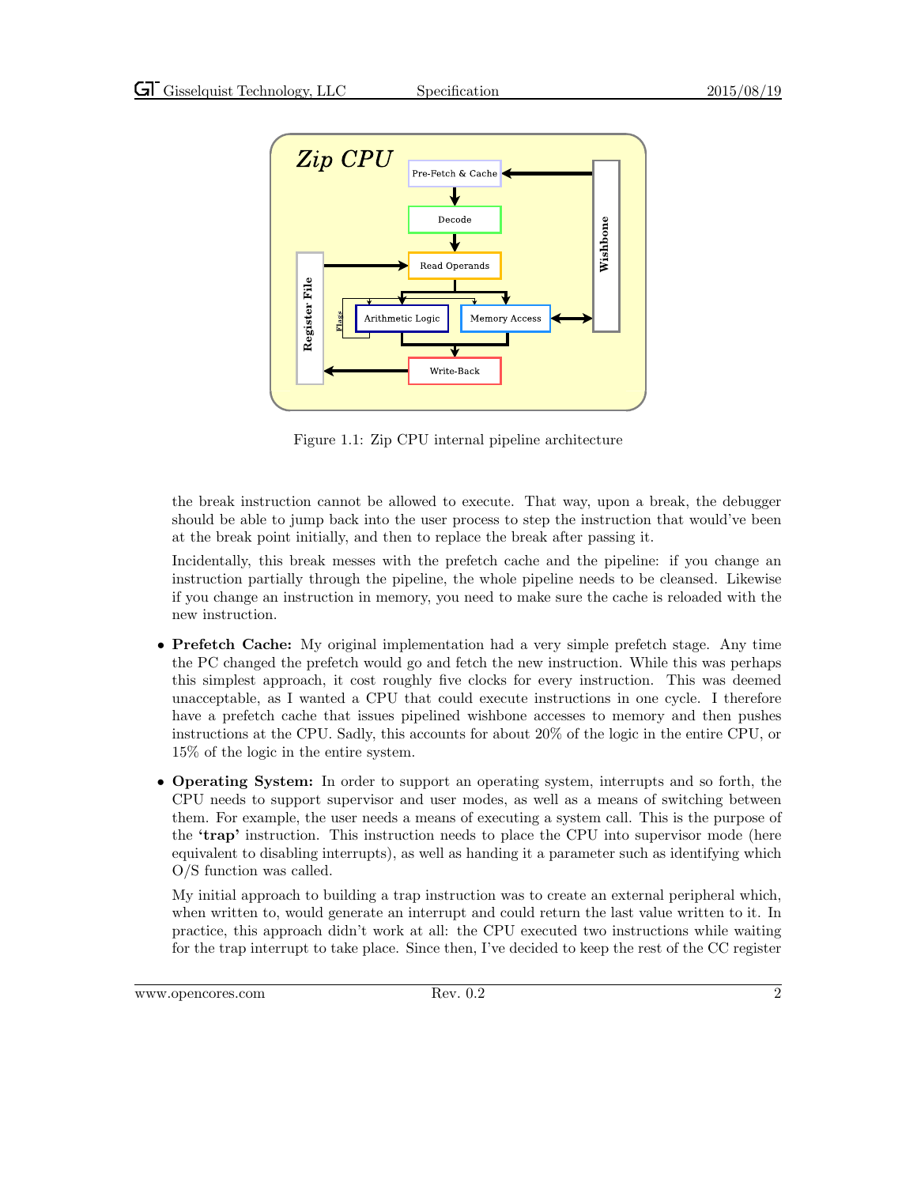Figure 1.1: Zip CPU internal pipeline architecture

the break instruction cannot be allowed to execute. That way, upon a break, the debugger should be able to jump back into the user process to step the instruction that would've been at the break point initially, and then to replace the break after passing it.

Incidentally, this break messes with the prefetch cache and the pipeline: if you change an instruction partially through the pipeline, the whole pipeline needs to be cleansed. Likewise if you change an instruction in memory, you need to make sure the cache is reloaded with the new instruction.

- **Prefetch Cache:** My original implementation had a very simple prefetch stage. Any time the PC changed the prefetch would go and fetch the new instruction. While this was perhaps this simplest approach, it cost roughly five clocks for every instruction. This was deemed unacceptable, as I wanted a CPU that could execute instructions in one cycle. I therefore have a prefetch cache that issues pipelined wishbone accesses to memory and then pushes instructions at the CPU. Sadly, this accounts for about 20% of the logic in the entire CPU, or 15% of the logic in the entire system.

- **Operating System:** In order to support an operating system, interrupts and so forth, the CPU needs to support supervisor and user modes, as well as a means of switching between them. For example, the user needs a means of executing a system call. This is the purpose of the **'trap'** instruction. This instruction needs to place the CPU into supervisor mode (here equivalent to disabling interrupts), as well as handing it a parameter such as identifying which O/S function was called.

  My initial approach to building a trap instruction was to create an external peripheral which, when written to, would generate an interrupt and could return the last value written to it. In practice, this approach didn't work at all: the CPU executed two instructions while waiting for the trap interrupt to take place. Since then, I've decided to keep the rest of the CC register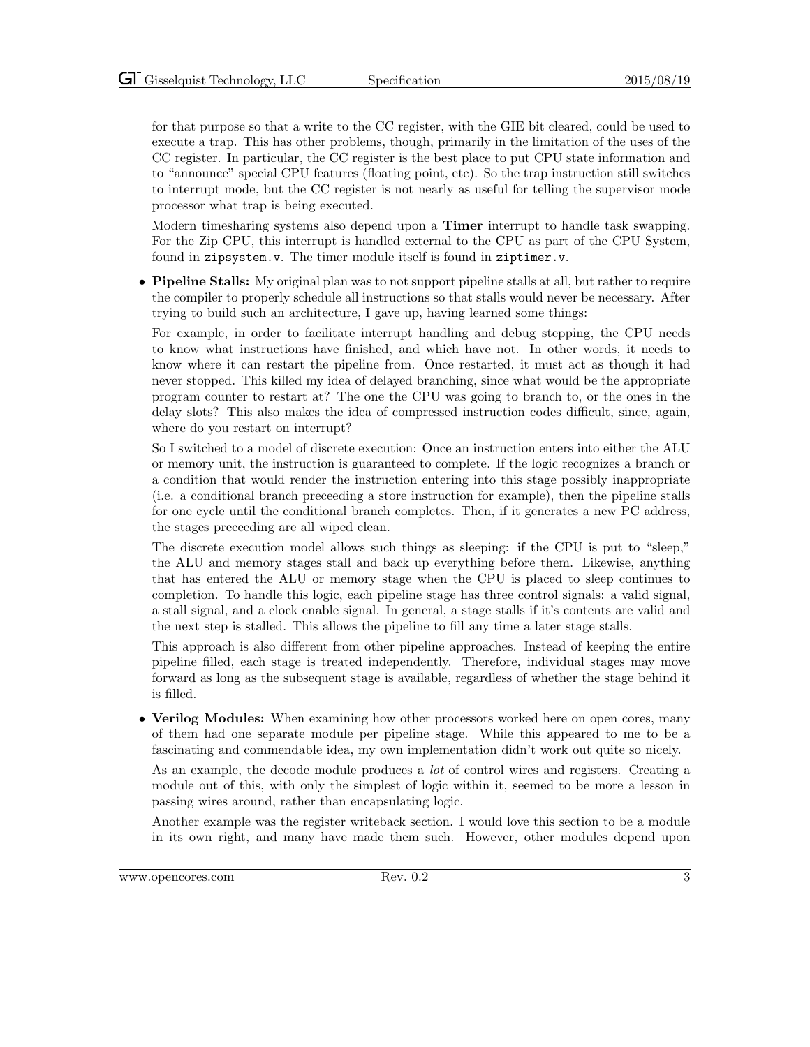for that purpose so that a write to the CC register, with the GIE bit cleared, could be used to execute a trap. This has other problems, though, primarily in the limitation of the uses of the CC register. In particular, the CC register is the best place to put CPU state information and to "announce" special CPU features (floating point, etc). So the trap instruction still switches to interrupt mode, but the CC register is not nearly as useful for telling the supervisor mode processor what trap is being executed.

Modern timesharing systems also depend upon a **Timer** interrupt to handle task swapping. For the Zip CPU, this interrupt is handled external to the CPU as part of the CPU System, found in `zipsystem.v`. The timer module itself is found in `ziptimer.v`.

- **Pipeline Stalls:** My original plan was to not support pipeline stalls at all, but rather to require the compiler to properly schedule all instructions so that stalls would never be necessary. After trying to build such an architecture, I gave up, having learned some things:

  For example, in order to facilitate interrupt handling and debug stepping, the CPU needs to know what instructions have finished, and which have not. In other words, it needs to know where it can restart the pipeline from. Once restarted, it must act as though it had never stopped. This killed my idea of delayed branching, since what would be the appropriate program counter to restart at? The one the CPU was going to branch to, or the ones in the delay slots? This also makes the idea of compressed instruction codes difficult, since, again, where do you restart on interrupt?

  So I switched to a model of discrete execution: Once an instruction enters into either the ALU or memory unit, the instruction is guaranteed to complete. If the logic recognizes a branch or a condition that would render the instruction entering into this stage possibly inappropriate (i.e. a conditional branch preceeding a store instruction for example), then the pipeline stalls for one cycle until the conditional branch completes. Then, if it generates a new PC address, the stages preceeding are all wiped clean.

  The discrete execution model allows such things as sleeping: if the CPU is put to "sleep," the ALU and memory stages stall and back up everything before them. Likewise, anything that has entered the ALU or memory stage when the CPU is placed to sleep continues to completion. To handle this logic, each pipeline stage has three control signals: a valid signal, a stall signal, and a clock enable signal. In general, a stage stalls if it's contents are valid and the next step is stalled. This allows the pipeline to fill any time a later stage stalls.

  This approach is also different from other pipeline approaches. Instead of keeping the entire pipeline filled, each stage is treated independently. Therefore, individual stages may move forward as long as the subsequent stage is available, regardless of whether the stage behind it is filled.

- **Verilog Modules:** When examining how other processors worked here on open cores, many of them had one separate module per pipeline stage. While this appeared to me to be a fascinating and commendable idea, my own implementation didn't work out quite so nicely.

  As an example, the decode module produces a *lot* of control wires and registers. Creating a module out of this, with only the simplest of logic within it, seemed to be more a lesson in passing wires around, rather than encapsulating logic.

  Another example was the register writeback section. I would love this section to be a module in its own right, and many have made them such. However, other modules depend upon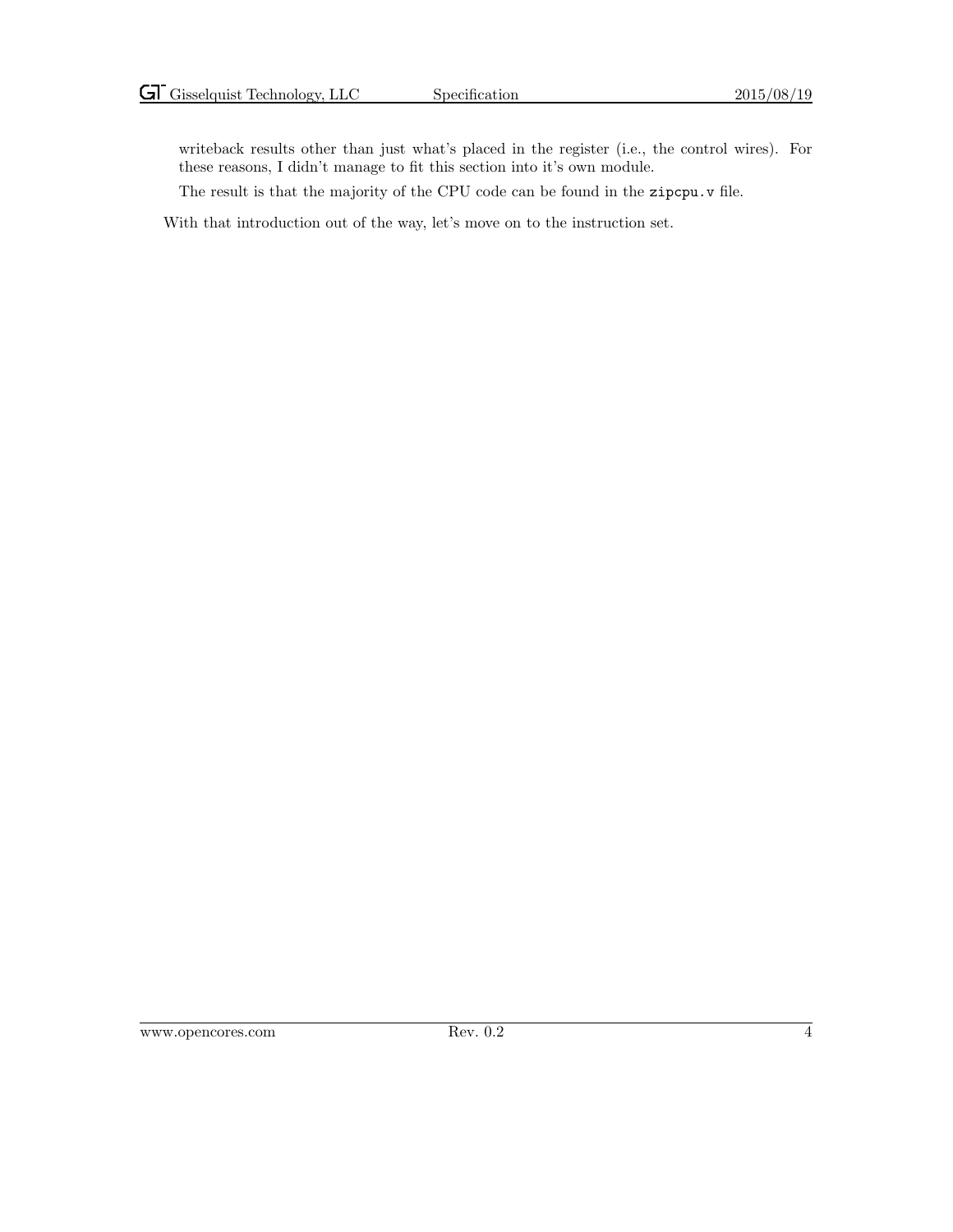writeback results other than just what's placed in the register (i.e., the control wires). For these reasons, I didn't manage to fit this section into it's own module.

The result is that the majority of the CPU code can be found in the `zipcpu.v` file.

With that introduction out of the way, let's move on to the instruction set.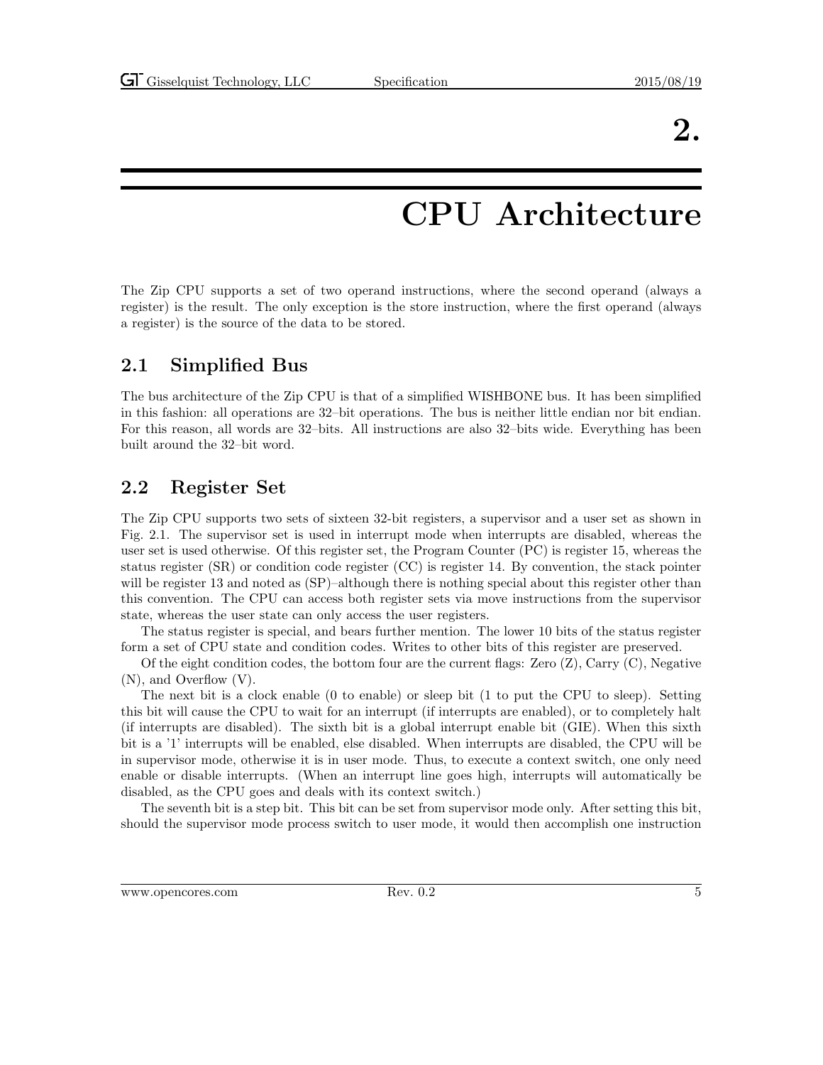# 2. CPU Architecture

The Zip CPU supports a set of two operand instructions, where the second operand (always a register) is the result. The only exception is the store instruction, where the first operand (always a register) is the source of the data to be stored.

## 2.1 Simplified Bus

The bus architecture of the Zip CPU is that of a simplified WISHBONE bus. It has been simplified in this fashion: all operations are 32–bit operations. The bus is neither little endian nor bit endian. For this reason, all words are 32–bits. All instructions are also 32–bits wide. Everything has been built around the 32–bit word.

## 2.2 Register Set

The Zip CPU supports two sets of sixteen 32-bit registers, a supervisor and a user set as shown in Fig. 2.1. The supervisor set is used in interrupt mode when interrupts are disabled, whereas the user set is used otherwise. Of this register set, the Program Counter (PC) is register 15, whereas the status register (SR) or condition code register (CC) is register 14. By convention, the stack pointer will be register 13 and noted as (SP)–although there is nothing special about this register other than this convention. The CPU can access both register sets via move instructions from the supervisor state, whereas the user state can only access the user registers.

The status register is special, and bears further mention. The lower 10 bits of the status register form a set of CPU state and condition codes. Writes to other bits of this register are preserved.

Of the eight condition codes, the bottom four are the current flags: Zero (Z), Carry (C), Negative (N), and Overflow (V).

The next bit is a clock enable (0 to enable) or sleep bit (1 to put the CPU to sleep). Setting this bit will cause the CPU to wait for an interrupt (if interrupts are enabled), or to completely halt (if interrupts are disabled). The sixth bit is a global interrupt enable bit (GIE). When this sixth bit is a '1' interrupts will be enabled, else disabled. When interrupts are disabled, the CPU will be in supervisor mode, otherwise it is in user mode. Thus, to execute a context switch, one only need enable or disable interrupts. (When an interrupt line goes high, interrupts will automatically be disabled, as the CPU goes and deals with its context switch.)

The seventh bit is a step bit. This bit can be set from supervisor mode only. After setting this bit, should the supervisor mode process switch to user mode, it would then accomplish one instruction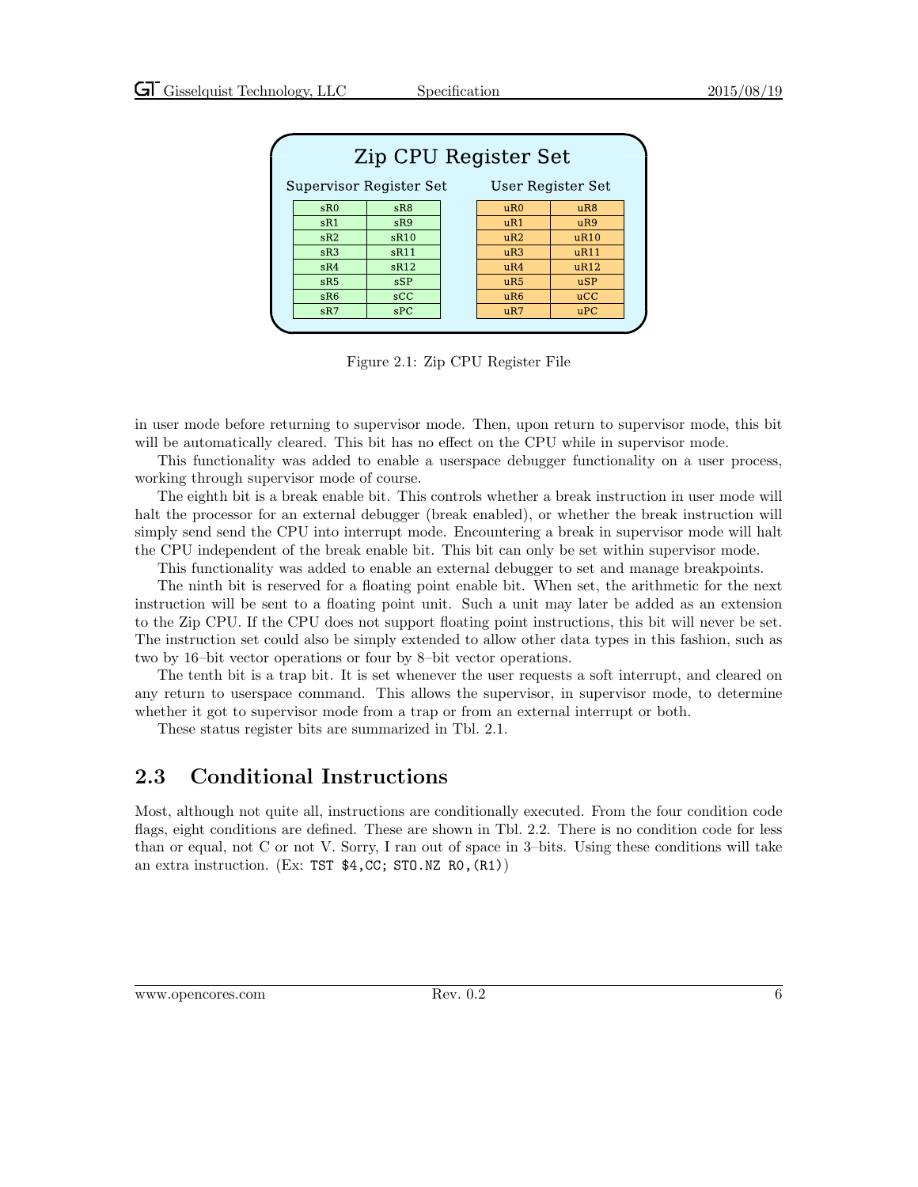## Zip CPU Register Set

| Supervisor Register Set | | | User Register Set | |
|---|---|---|---|---|
| sR0 | sR8 | | uR0 | uR8 |
| sR1 | sR9 | | uR1 | uR9 |
| sR2 | sR10 | | uR2 | uR10 |
| sR3 | sR11 | | uR3 | uR11 |
| sR4 | sR12 | | uR4 | uR12 |
| sR5 | sSP | | uR5 | uSP |
| sR6 | sCC | | uR6 | uCC |
| sR7 | sPC | | uR7 | uPC |

Figure 2.1: Zip CPU Register File

in user mode before returning to supervisor mode. Then, upon return to supervisor mode, this bit will be automatically cleared. This bit has no effect on the CPU while in supervisor mode.

This functionality was added to enable a userspace debugger functionality on a user process, working through supervisor mode of course.

The eighth bit is a break enable bit. This controls whether a break instruction in user mode will halt the processor for an external debugger (break enabled), or whether the break instruction will simply send send the CPU into interrupt mode. Encountering a break in supervisor mode will halt the CPU independent of the break enable bit. This bit can only be set within supervisor mode.

This functionality was added to enable an external debugger to set and manage breakpoints.

The ninth bit is reserved for a floating point enable bit. When set, the arithmetic for the next instruction will be sent to a floating point unit. Such a unit may later be added as an extension to the Zip CPU. If the CPU does not support floating point instructions, this bit will never be set. The instruction set could also be simply extended to allow other data types in this fashion, such as two by 16–bit vector operations or four by 8–bit vector operations.

The tenth bit is a trap bit. It is set whenever the user requests a soft interrupt, and cleared on any return to userspace command. This allows the supervisor, in supervisor mode, to determine whether it got to supervisor mode from a trap or from an external interrupt or both.

These status register bits are summarized in Tbl. 2.1.

## 2.3 Conditional Instructions

Most, although not quite all, instructions are conditionally executed. From the four condition code flags, eight conditions are defined. These are shown in Tbl. 2.2. There is no condition code for less than or equal, not C or not V. Sorry, I ran out of space in 3–bits. Using these conditions will take an extra instruction. (Ex: `TST $4,CC; STO.NZ R0,(R1)`)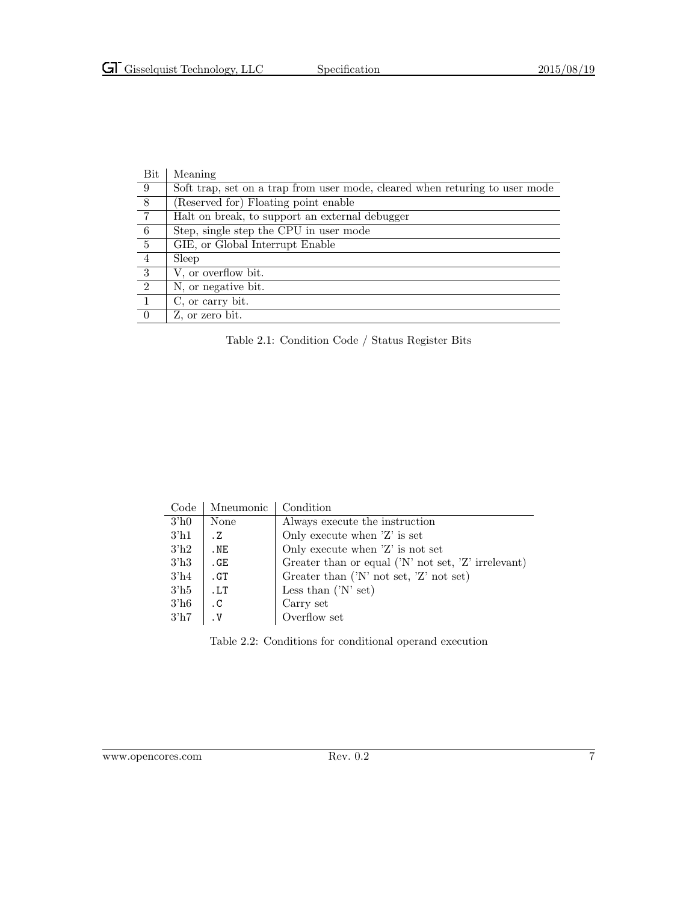| Bit | Meaning |
|---|---|
| 9 | Soft trap, set on a trap from user mode, cleared when returing to user mode |
| 8 | (Reserved for) Floating point enable |
| 7 | Halt on break, to support an external debugger |
| 6 | Step, single step the CPU in user mode |
| 5 | GIE, or Global Interrupt Enable |
| 4 | Sleep |
| 3 | V, or overflow bit. |
| 2 | N, or negative bit. |
| 1 | C, or carry bit. |
| 0 | Z, or zero bit. |

Table 2.1: Condition Code / Status Register Bits

| Code | Mneumonic | Condition |
|---|---|---|
| 3'h0 | None | Always execute the instruction |
| 3'h1 | `.Z` | Only execute when 'Z' is set |
| 3'h2 | `.NE` | Only execute when 'Z' is not set |
| 3'h3 | `.GE` | Greater than or equal ('N' not set, 'Z' irrelevant) |
| 3'h4 | `.GT` | Greater than ('N' not set, 'Z' not set) |
| 3'h5 | `.LT` | Less than ('N' set) |
| 3'h6 | `.C` | Carry set |
| 3'h7 | `.V` | Overflow set |

Table 2.2: Conditions for conditional operand execution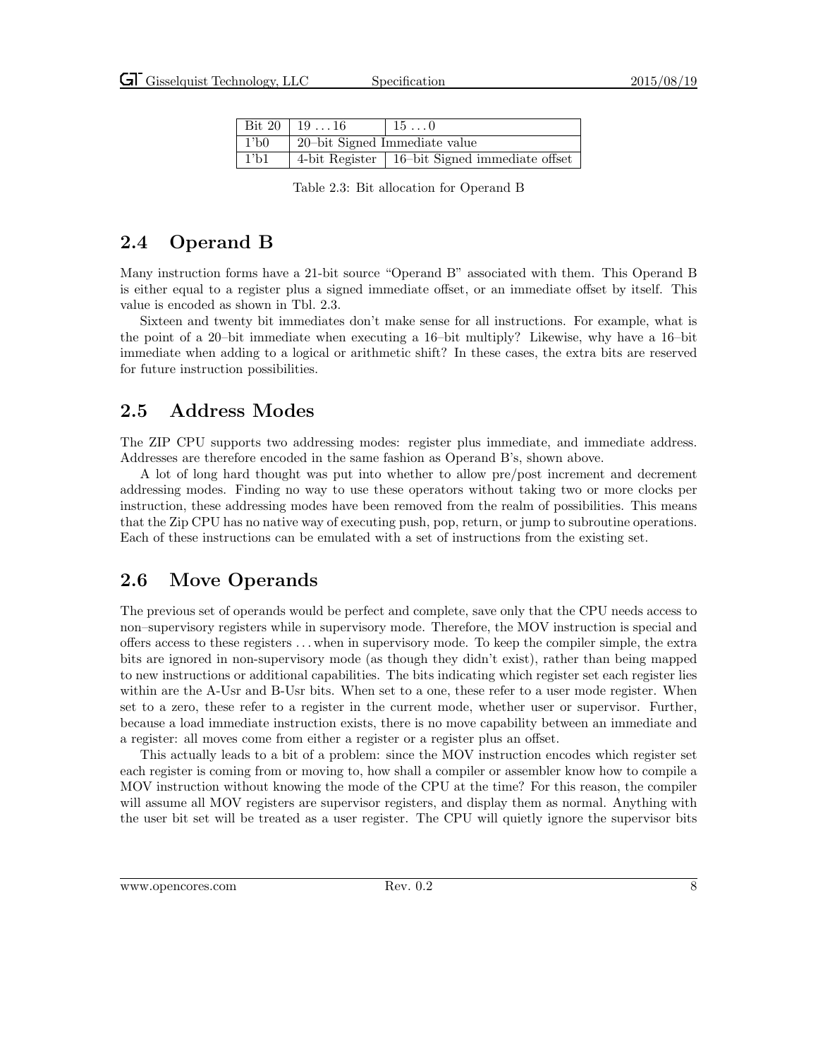| Bit 20 | 19 ... 16 | 15 ... 0 |
|---|---|---|
| 1'b0 | 20–bit Signed Immediate value | |
| 1'b1 | 4-bit Register | 16–bit Signed immediate offset |

Table 2.3: Bit allocation for Operand B

## 2.4 Operand B

Many instruction forms have a 21-bit source "Operand B" associated with them. This Operand B is either equal to a register plus a signed immediate offset, or an immediate offset by itself. This value is encoded as shown in Tbl. 2.3.

Sixteen and twenty bit immediates don't make sense for all instructions. For example, what is the point of a 20–bit immediate when executing a 16–bit multiply? Likewise, why have a 16–bit immediate when adding to a logical or arithmetic shift? In these cases, the extra bits are reserved for future instruction possibilities.

## 2.5 Address Modes

The ZIP CPU supports two addressing modes: register plus immediate, and immediate address. Addresses are therefore encoded in the same fashion as Operand B's, shown above.

A lot of long hard thought was put into whether to allow pre/post increment and decrement addressing modes. Finding no way to use these operators without taking two or more clocks per instruction, these addressing modes have been removed from the realm of possibilities. This means that the Zip CPU has no native way of executing push, pop, return, or jump to subroutine operations. Each of these instructions can be emulated with a set of instructions from the existing set.

## 2.6 Move Operands

The previous set of operands would be perfect and complete, save only that the CPU needs access to non–supervisory registers while in supervisory mode. Therefore, the MOV instruction is special and offers access to these registers . . . when in supervisory mode. To keep the compiler simple, the extra bits are ignored in non-supervisory mode (as though they didn't exist), rather than being mapped to new instructions or additional capabilities. The bits indicating which register set each register lies within are the A-Usr and B-Usr bits. When set to a one, these refer to a user mode register. When set to a zero, these refer to a register in the current mode, whether user or supervisor. Further, because a load immediate instruction exists, there is no move capability between an immediate and a register: all moves come from either a register or a register plus an offset.

This actually leads to a bit of a problem: since the MOV instruction encodes which register set each register is coming from or moving to, how shall a compiler or assembler know how to compile a MOV instruction without knowing the mode of the CPU at the time? For this reason, the compiler will assume all MOV registers are supervisor registers, and display them as normal. Anything with the user bit set will be treated as a user register. The CPU will quietly ignore the supervisor bits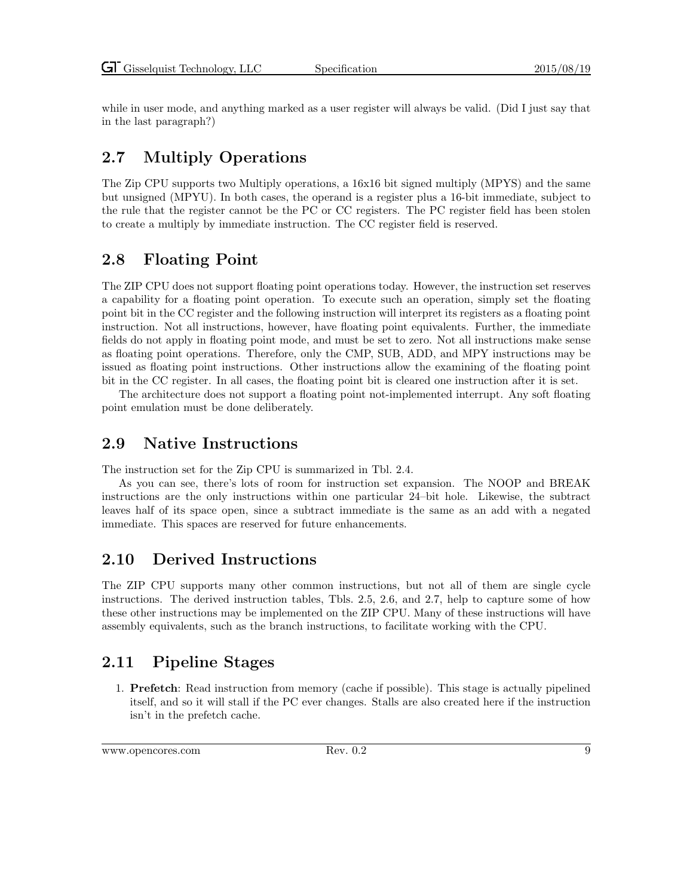while in user mode, and anything marked as a user register will always be valid. (Did I just say that in the last paragraph?)

## 2.7 Multiply Operations

The Zip CPU supports two Multiply operations, a 16x16 bit signed multiply (MPYS) and the same but unsigned (MPYU). In both cases, the operand is a register plus a 16-bit immediate, subject to the rule that the register cannot be the PC or CC registers. The PC register field has been stolen to create a multiply by immediate instruction. The CC register field is reserved.

## 2.8 Floating Point

The ZIP CPU does not support floating point operations today. However, the instruction set reserves a capability for a floating point operation. To execute such an operation, simply set the floating point bit in the CC register and the following instruction will interpret its registers as a floating point instruction. Not all instructions, however, have floating point equivalents. Further, the immediate fields do not apply in floating point mode, and must be set to zero. Not all instructions make sense as floating point operations. Therefore, only the CMP, SUB, ADD, and MPY instructions may be issued as floating point instructions. Other instructions allow the examining of the floating point bit in the CC register. In all cases, the floating point bit is cleared one instruction after it is set.

The architecture does not support a floating point not-implemented interrupt. Any soft floating point emulation must be done deliberately.

## 2.9 Native Instructions

The instruction set for the Zip CPU is summarized in Tbl. 2.4.

As you can see, there's lots of room for instruction set expansion. The NOOP and BREAK instructions are the only instructions within one particular 24–bit hole. Likewise, the subtract leaves half of its space open, since a subtract immediate is the same as an add with a negated immediate. This spaces are reserved for future enhancements.

## 2.10 Derived Instructions

The ZIP CPU supports many other common instructions, but not all of them are single cycle instructions. The derived instruction tables, Tbls. 2.5, 2.6, and 2.7, help to capture some of how these other instructions may be implemented on the ZIP CPU. Many of these instructions will have assembly equivalents, such as the branch instructions, to facilitate working with the CPU.

## 2.11 Pipeline Stages

1. **Prefetch**: Read instruction from memory (cache if possible). This stage is actually pipelined itself, and so it will stall if the PC ever changes. Stalls are also created here if the instruction isn't in the prefetch cache.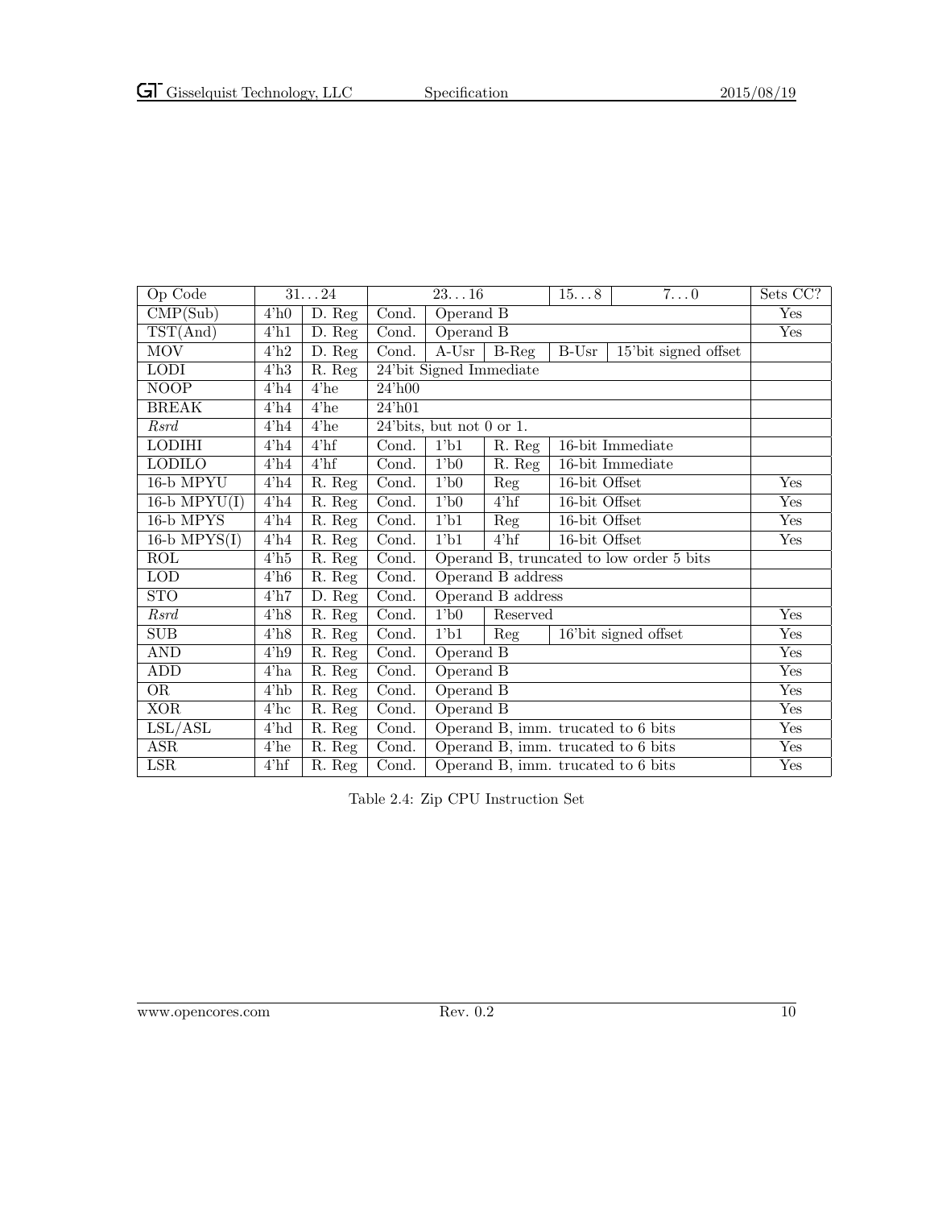| Op Code | 31...24 | | 23...16 | | | 15...8 | 7...0 | Sets CC? |
|---|---|---|---|---|---|---|---|---|
| CMP(Sub) | 4'h0 | D. Reg | Cond. | Operand B | | | | Yes |
| TST(And) | 4'h1 | D. Reg | Cond. | Operand B | | | | Yes |
| MOV | 4'h2 | D. Reg | Cond. | A-Usr | B-Reg | B-Usr | 15'bit signed offset | |
| LODI | 4'h3 | R. Reg | 24'bit Signed Immediate | | | | | |
| NOOP | 4'h4 | 4'he | 24'h00 | | | | | |
| BREAK | 4'h4 | 4'he | 24'h01 | | | | | |
| *Rsrd* | 4'h4 | 4'he | 24'bits, but not 0 or 1. | | | | | |
| LODIHI | 4'h4 | 4'hf | Cond. | 1'b1 | R. Reg | 16-bit Immediate | | |
| LODILO | 4'h4 | 4'hf | Cond. | 1'b0 | R. Reg | 16-bit Immediate | | |
| 16-b MPYU | 4'h4 | R. Reg | Cond. | 1'b0 | Reg | 16-bit Offset | | Yes |
| 16-b MPYU(I) | 4'h4 | R. Reg | Cond. | 1'b0 | 4'hf | 16-bit Offset | | Yes |
| 16-b MPYS | 4'h4 | R. Reg | Cond. | 1'b1 | Reg | 16-bit Offset | | Yes |
| 16-b MPYS(I) | 4'h4 | R. Reg | Cond. | 1'b1 | 4'hf | 16-bit Offset | | Yes |
| ROL | 4'h5 | R. Reg | Cond. | Operand B, truncated to low order 5 bits | | | | |
| LOD | 4'h6 | R. Reg | Cond. | Operand B address | | | | |
| STO | 4'h7 | D. Reg | Cond. | Operand B address | | | | |
| *Rsrd* | 4'h8 | R. Reg | Cond. | 1'b0 | Reserved | | | Yes |
| SUB | 4'h8 | R. Reg | Cond. | 1'b1 | Reg | 16'bit signed offset | | Yes |
| AND | 4'h9 | R. Reg | Cond. | Operand B | | | | Yes |
| ADD | 4'ha | R. Reg | Cond. | Operand B | | | | Yes |
| OR | 4'hb | R. Reg | Cond. | Operand B | | | | Yes |
| XOR | 4'hc | R. Reg | Cond. | Operand B | | | | Yes |
| LSL/ASL | 4'hd | R. Reg | Cond. | Operand B, imm. trucated to 6 bits | | | | Yes |
| ASR | 4'he | R. Reg | Cond. | Operand B, imm. trucated to 6 bits | | | | Yes |
| LSR | 4'hf | R. Reg | Cond. | Operand B, imm. trucated to 6 bits | | | | Yes |

Table 2.4: Zip CPU Instruction Set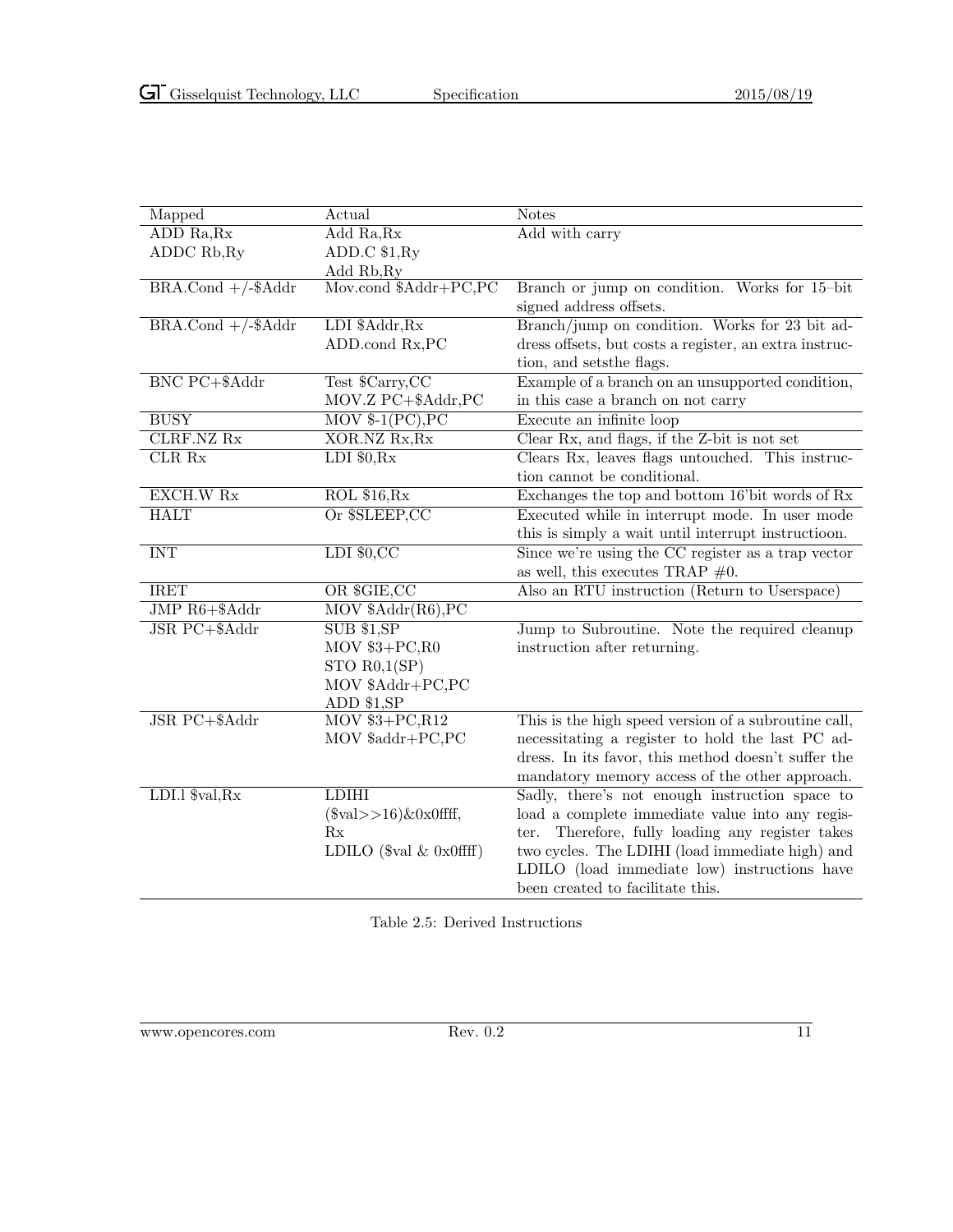| Mapped | Actual | Notes |
|---|---|---|
| ADD Ra,Rx<br>ADDC Rb,Ry | Add Ra,Rx<br>ADD.C $1,Ry<br>Add Rb,Ry | Add with carry |
| BRA.Cond +/-$Addr | Mov.cond $Addr+PC,PC | Branch or jump on condition. Works for 15–bit signed address offsets. |
| BRA.Cond +/-$Addr | LDI $Addr,Rx<br>ADD.cond Rx,PC | Branch/jump on condition. Works for 23 bit address offsets, but costs a register, an extra instruction, and setsthe flags. |
| BNC PC+$Addr | Test $Carry,CC<br>MOV.Z PC+$Addr,PC | Example of a branch on an unsupported condition, in this case a branch on not carry |
| BUSY | MOV $-1(PC),PC | Execute an infinite loop |
| CLRF.NZ Rx | XOR.NZ Rx,Rx | Clear Rx, and flags, if the Z-bit is not set |
| CLR Rx | LDI $0,Rx | Clears Rx, leaves flags untouched. This instruction cannot be conditional. |
| EXCH.W Rx | ROL $16,Rx | Exchanges the top and bottom 16'bit words of Rx |
| HALT | Or $SLEEP,CC | Executed while in interrupt mode. In user mode this is simply a wait until interrupt instructioon. |
| INT | LDI $0,CC | Since we're using the CC register as a trap vector as well, this executes TRAP #0. |
| IRET | OR $GIE,CC | Also an RTU instruction (Return to Userspace) |
| JMP R6+$Addr | MOV $Addr(R6),PC | |
| JSR PC+$Addr | SUB $1,SP<br>MOV $3+PC,R0<br>STO R0,1(SP)<br>MOV $Addr+PC,PC<br>ADD $1,SP | Jump to Subroutine. Note the required cleanup instruction after returning. |
| JSR PC+$Addr | MOV $3+PC,R12<br>MOV $addr+PC,PC | This is the high speed version of a subroutine call, necessitating a register to hold the last PC address. In its favor, this method doesn't suffer the mandatory memory access of the other approach. |
| LDI.l $val,Rx | LDIHI ($val>>16)&0x0ffff, Rx<br>LDILO ($val & 0x0ffff) | Sadly, there's not enough instruction space to load a complete immediate value into any register. Therefore, fully loading any register takes two cycles. The LDIHI (load immediate high) and LDILO (load immediate low) instructions have been created to facilitate this. |

Table 2.5: Derived Instructions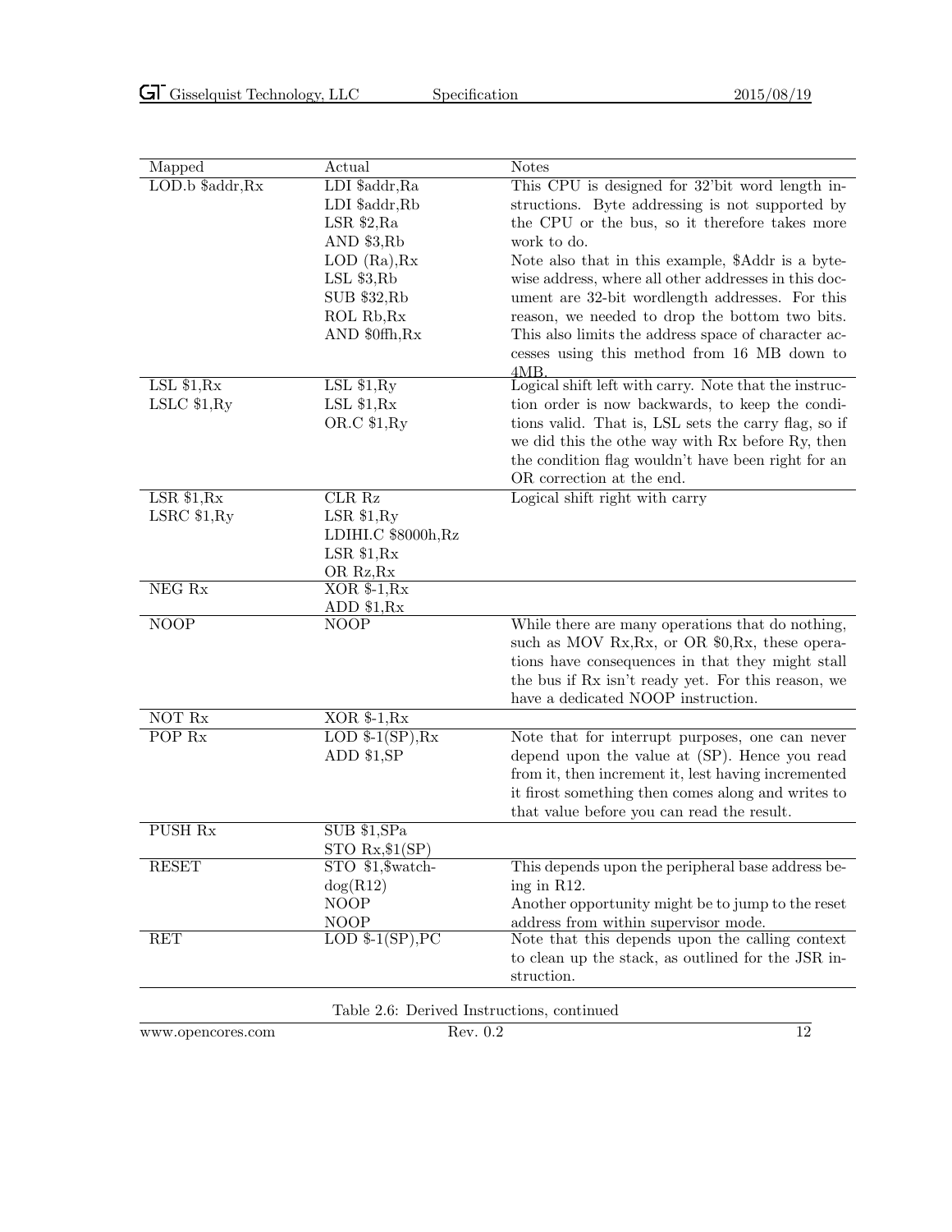| Mapped | Actual | Notes |
|---|---|---|
| LOD.b $addr,Rx | LDI $addr,Ra<br>LDI $addr,Rb<br>LSR $2,Ra<br>AND $3,Rb<br>LOD (Ra),Rx<br>LSL $3,Rb<br>SUB $32,Rb<br>ROL Rb,Rx<br>AND $0ffh,Rx | This CPU is designed for 32'bit word length instructions. Byte addressing is not supported by the CPU or the bus, so it therefore takes more work to do.<br>Note also that in this example, $Addr is a bytewise address, where all other addresses in this document are 32-bit wordlength addresses. For this reason, we needed to drop the bottom two bits. This also limits the address space of character accesses using this method from 16 MB down to 4MB. |
| LSL $1,Rx<br>LSLC $1,Ry | LSL $1,Ry<br>LSL $1,Rx<br>OR.C $1,Ry | Logical shift left with carry. Note that the instruction order is now backwards, to keep the conditions valid. That is, LSL sets the carry flag, so if we did this the othe way with Rx before Ry, then the condition flag wouldn't have been right for an OR correction at the end. |
| LSR $1,Rx<br>LSRC $1,Ry | CLR Rz<br>LSR $1,Ry<br>LDIHI.C $8000h,Rz<br>LSR $1,Rx<br>OR Rz,Rx | Logical shift right with carry |
| NEG Rx | XOR $-1,Rx<br>ADD $1,Rx | |
| NOOP | NOOP | While there are many operations that do nothing, such as MOV Rx,Rx, or OR $0,Rx, these operations have consequences in that they might stall the bus if Rx isn't ready yet. For this reason, we have a dedicated NOOP instruction. |
| NOT Rx | XOR $-1,Rx | |
| POP Rx | LOD $-1(SP),Rx<br>ADD $1,SP | Note that for interrupt purposes, one can never depend upon the value at (SP). Hence you read from it, then increment it, lest having incremented it firost something then comes along and writes to that value before you can read the result. |
| PUSH Rx | SUB $1,SPa<br>STO Rx,$1(SP) | |
| RESET | STO $1,$watchdog(R12)<br>NOOP<br>NOOP | This depends upon the peripheral base address being in R12.<br>Another opportunity might be to jump to the reset address from within supervisor mode. |
| RET | LOD $-1(SP),PC | Note that this depends upon the calling context to clean up the stack, as outlined for the JSR instruction. |

Table 2.6: Derived Instructions, continued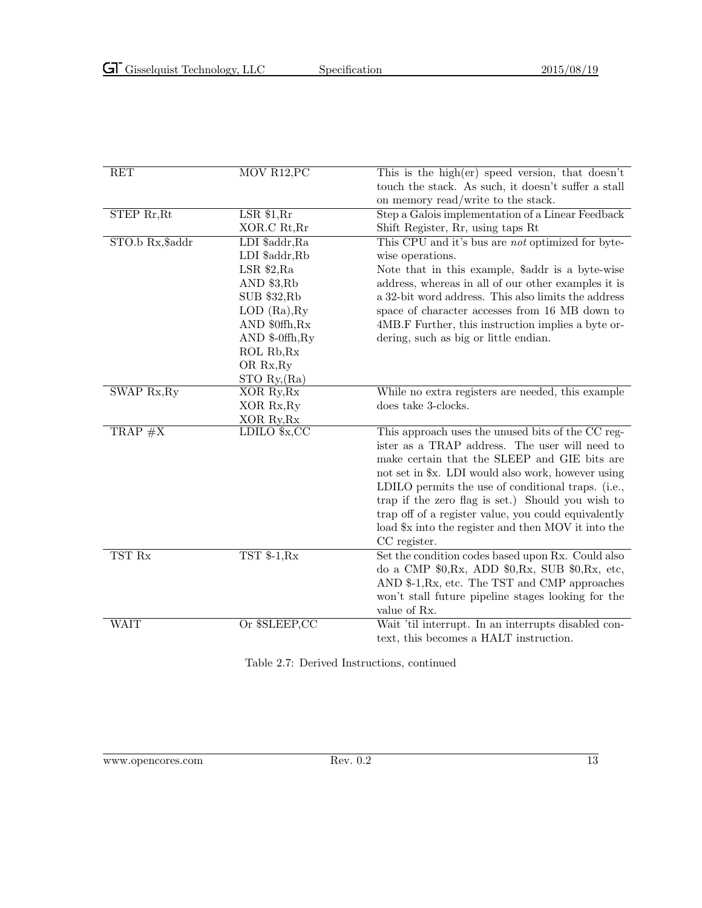| | | |
|---|---|---|
| RET | MOV R12,PC | This is the high(er) speed version, that doesn't touch the stack. As such, it doesn't suffer a stall on memory read/write to the stack. |
| STEP Rr,Rt | LSR $1,Rr<br>XOR.C Rt,Rr | Step a Galois implementation of a Linear Feedback Shift Register, Rr, using taps Rt |
| STO.b Rx,$addr | LDI $addr,Ra<br>LDI $addr,Rb<br>LSR $2,Ra<br>AND $3,Rb<br>SUB $32,Rb<br>LOD (Ra),Ry<br>AND $0ffh,Rx<br>AND $-0ffh,Ry<br>ROL Rb,Rx<br>OR Rx,Ry<br>STO Ry,(Ra) | This CPU and it's bus are *not* optimized for byte-wise operations.<br>Note that in this example, $addr is a byte-wise address, whereas in all of our other examples it is a 32-bit word address. This also limits the address space of character accesses from 16 MB down to 4MB.F Further, this instruction implies a byte ordering, such as big or little endian. |
| SWAP Rx,Ry | XOR Ry,Rx<br>XOR Rx,Ry<br>XOR Ry,Rx | While no extra registers are needed, this example does take 3-clocks. |
| TRAP #X | LDILO $x,CC | This approach uses the unused bits of the CC register as a TRAP address. The user will need to make certain that the SLEEP and GIE bits are not set in $x. LDI would also work, however using LDILO permits the use of conditional traps. (i.e., trap if the zero flag is set.) Should you wish to trap off of a register value, you could equivalently load $x into the register and then MOV it into the CC register. |
| TST Rx | TST $-1,Rx | Set the condition codes based upon Rx. Could also do a CMP $0,Rx, ADD $0,Rx, SUB $0,Rx, etc, AND $-1,Rx, etc. The TST and CMP approaches won't stall future pipeline stages looking for the value of Rx. |
| WAIT | Or $SLEEP,CC | Wait 'til interrupt. In an interrupts disabled context, this becomes a HALT instruction. |

Table 2.7: Derived Instructions, continued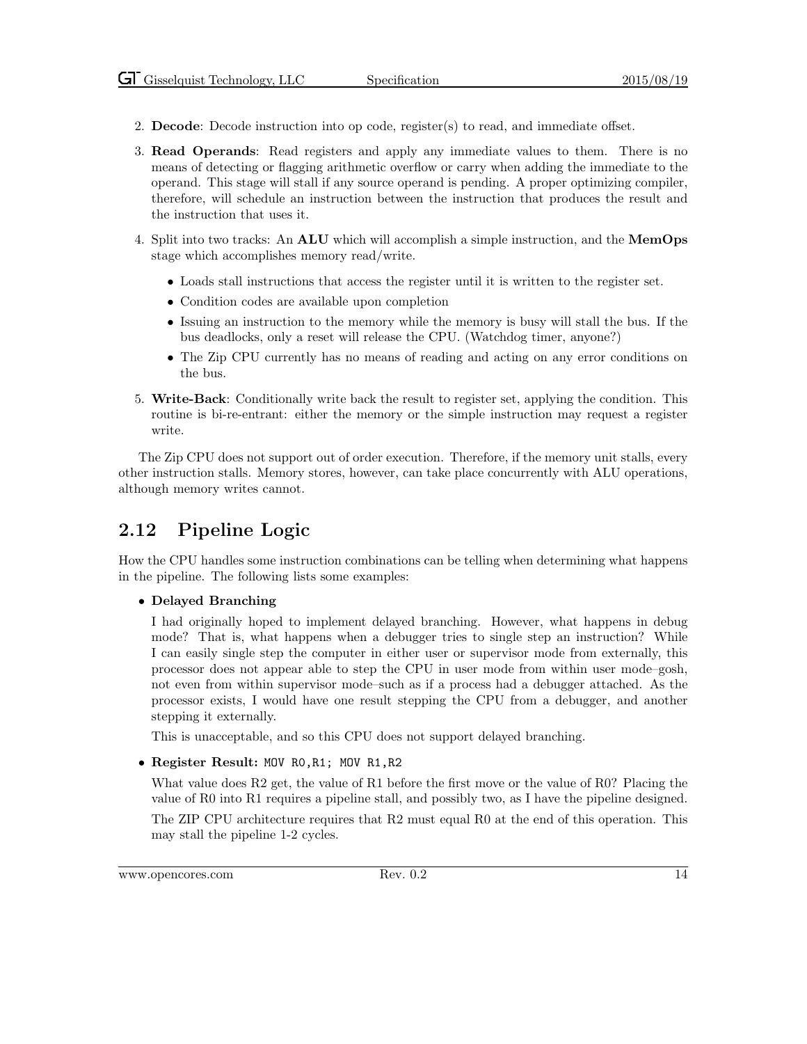2. **Decode**: Decode instruction into op code, register(s) to read, and immediate offset.
3. **Read Operands**: Read registers and apply any immediate values to them. There is no means of detecting or flagging arithmetic overflow or carry when adding the immediate to the operand. This stage will stall if any source operand is pending. A proper optimizing compiler, therefore, will schedule an instruction between the instruction that produces the result and the instruction that uses it.
4. Split into two tracks: An **ALU** which will accomplish a simple instruction, and the **MemOps** stage which accomplishes memory read/write.
   - Loads stall instructions that access the register until it is written to the register set.
   - Condition codes are available upon completion
   - Issuing an instruction to the memory while the memory is busy will stall the bus. If the bus deadlocks, only a reset will release the CPU. (Watchdog timer, anyone?)
   - The Zip CPU currently has no means of reading and acting on any error conditions on the bus.
5. **Write-Back**: Conditionally write back the result to register set, applying the condition. This routine is bi-re-entrant: either the memory or the simple instruction may request a register write.

The Zip CPU does not support out of order execution. Therefore, if the memory unit stalls, every other instruction stalls. Memory stores, however, can take place concurrently with ALU operations, although memory writes cannot.

## 2.12 Pipeline Logic

How the CPU handles some instruction combinations can be telling when determining what happens in the pipeline. The following lists some examples:

- **Delayed Branching**

  I had originally hoped to implement delayed branching. However, what happens in debug mode? That is, what happens when a debugger tries to single step an instruction? While I can easily single step the computer in either user or supervisor mode from externally, this processor does not appear able to step the CPU in user mode from within user mode–gosh, not even from within supervisor mode–such as if a process had a debugger attached. As the processor exists, I would have one result stepping the CPU from a debugger, and another stepping it externally.

  This is unacceptable, and so this CPU does not support delayed branching.

- **Register Result:** `MOV R0,R1; MOV R1,R2`

  What value does R2 get, the value of R1 before the first move or the value of R0? Placing the value of R0 into R1 requires a pipeline stall, and possibly two, as I have the pipeline designed.

  The ZIP CPU architecture requires that R2 must equal R0 at the end of this operation. This may stall the pipeline 1-2 cycles.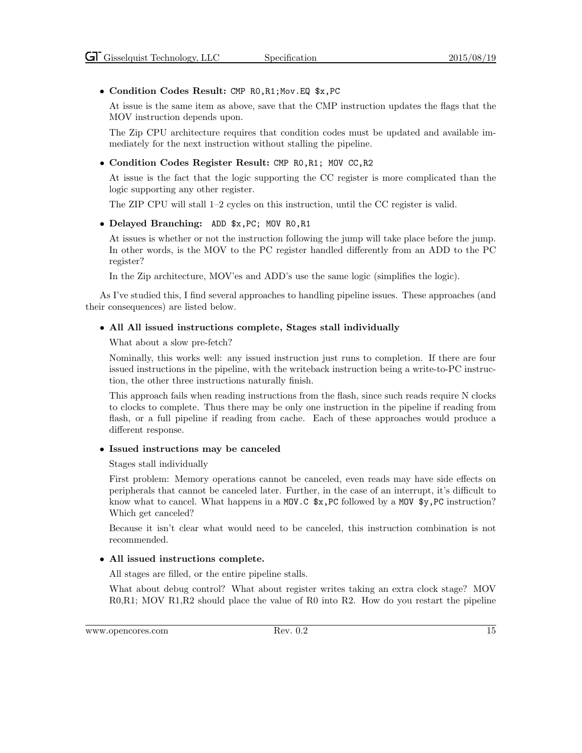- **Condition Codes Result:** `CMP R0,R1;Mov.EQ $x,PC`

  At issue is the same item as above, save that the CMP instruction updates the flags that the MOV instruction depends upon.

  The Zip CPU architecture requires that condition codes must be updated and available immediately for the next instruction without stalling the pipeline.

- **Condition Codes Register Result:** `CMP R0,R1; MOV CC,R2`

  At issue is the fact that the logic supporting the CC register is more complicated than the logic supporting any other register.

  The ZIP CPU will stall 1–2 cycles on this instruction, until the CC register is valid.

- **Delayed Branching:** `ADD $x,PC; MOV R0,R1`

  At issues is whether or not the instruction following the jump will take place before the jump. In other words, is the MOV to the PC register handled differently from an ADD to the PC register?

  In the Zip architecture, MOV'es and ADD's use the same logic (simplifies the logic).

As I've studied this, I find several approaches to handling pipeline issues. These approaches (and their consequences) are listed below.

- **All All issued instructions complete, Stages stall individually**

  What about a slow pre-fetch?

  Nominally, this works well: any issued instruction just runs to completion. If there are four issued instructions in the pipeline, with the writeback instruction being a write-to-PC instruction, the other three instructions naturally finish.

  This approach fails when reading instructions from the flash, since such reads require N clocks to clocks to complete. Thus there may be only one instruction in the pipeline if reading from flash, or a full pipeline if reading from cache. Each of these approaches would produce a different response.

- **Issued instructions may be canceled**

  Stages stall individually

  First problem: Memory operations cannot be canceled, even reads may have side effects on peripherals that cannot be canceled later. Further, in the case of an interrupt, it's difficult to know what to cancel. What happens in a `MOV.C $x,PC` followed by a `MOV $y,PC` instruction? Which get canceled?

  Because it isn't clear what would need to be canceled, this instruction combination is not recommended.

- **All issued instructions complete.**

  All stages are filled, or the entire pipeline stalls.

  What about debug control? What about register writes taking an extra clock stage? MOV R0,R1; MOV R1,R2 should place the value of R0 into R2. How do you restart the pipeline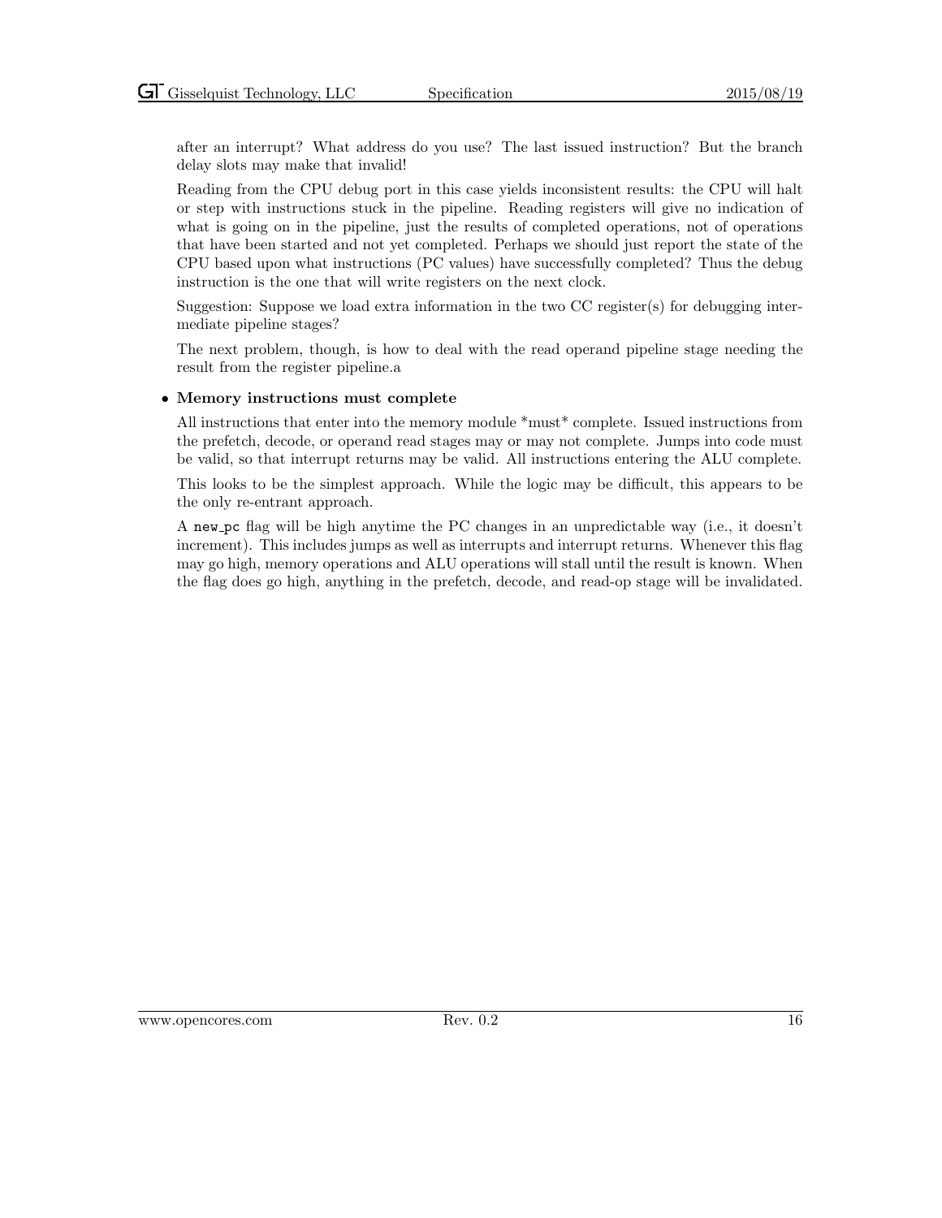after an interrupt? What address do you use? The last issued instruction? But the branch delay slots may make that invalid!

Reading from the CPU debug port in this case yields inconsistent results: the CPU will halt or step with instructions stuck in the pipeline. Reading registers will give no indication of what is going on in the pipeline, just the results of completed operations, not of operations that have been started and not yet completed. Perhaps we should just report the state of the CPU based upon what instructions (PC values) have successfully completed? Thus the debug instruction is the one that will write registers on the next clock.

Suggestion: Suppose we load extra information in the two CC register(s) for debugging intermediate pipeline stages?

The next problem, though, is how to deal with the read operand pipeline stage needing the result from the register pipeline.a

- **Memory instructions must complete**

  All instructions that enter into the memory module *must* complete. Issued instructions from the prefetch, decode, or operand read stages may or may not complete. Jumps into code must be valid, so that interrupt returns may be valid. All instructions entering the ALU complete.

  This looks to be the simplest approach. While the logic may be difficult, this appears to be the only re-entrant approach.

  A `new_pc` flag will be high anytime the PC changes in an unpredictable way (i.e., it doesn't increment). This includes jumps as well as interrupts and interrupt returns. Whenever this flag may go high, memory operations and ALU operations will stall until the result is known. When the flag does go high, anything in the prefetch, decode, and read-op stage will be invalidated.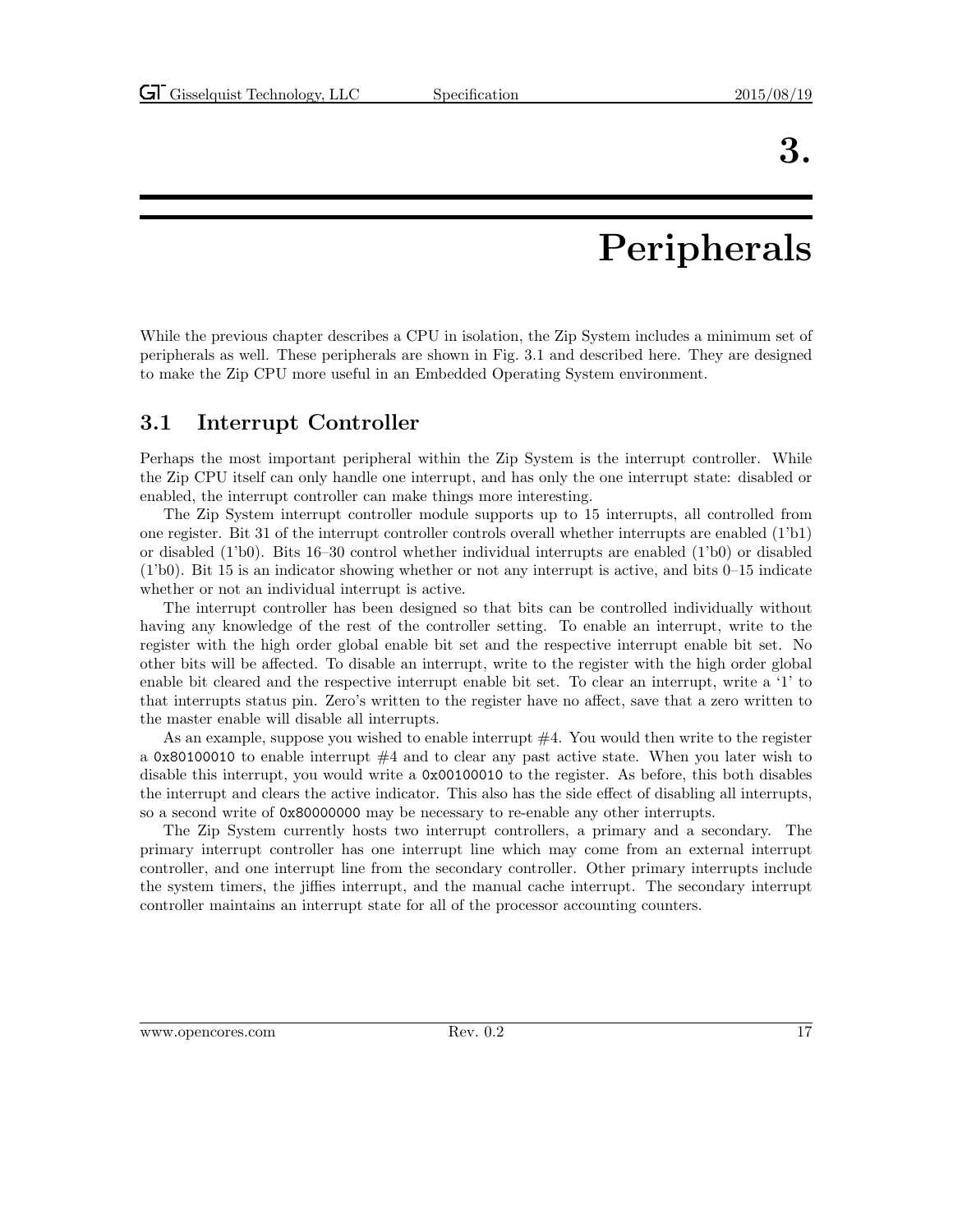// Chapter 3.

# Peripherals

While the previous chapter describes a CPU in isolation, the Zip System includes a minimum set of peripherals as well. These peripherals are shown in Fig. 3.1 and described here. They are designed to make the Zip CPU more useful in an Embedded Operating System environment.

## 3.1 Interrupt Controller

Perhaps the most important peripheral within the Zip System is the interrupt controller. While the Zip CPU itself can only handle one interrupt, and has only the one interrupt state: disabled or enabled, the interrupt controller can make things more interesting.

The Zip System interrupt controller module supports up to 15 interrupts, all controlled from one register. Bit 31 of the interrupt controller controls overall whether interrupts are enabled (1'b1) or disabled (1'b0). Bits 16–30 control whether individual interrupts are enabled (1'b0) or disabled (1'b0). Bit 15 is an indicator showing whether or not any interrupt is active, and bits 0–15 indicate whether or not an individual interrupt is active.

The interrupt controller has been designed so that bits can be controlled individually without having any knowledge of the rest of the controller setting. To enable an interrupt, write to the register with the high order global enable bit set and the respective interrupt enable bit set. No other bits will be affected. To disable an interrupt, write to the register with the high order global enable bit cleared and the respective interrupt enable bit set. To clear an interrupt, write a '1' to that interrupts status pin. Zero's written to the register have no affect, save that a zero written to the master enable will disable all interrupts.

As an example, suppose you wished to enable interrupt #4. You would then write to the register a `0x80100010` to enable interrupt #4 and to clear any past active state. When you later wish to disable this interrupt, you would write a `0x00100010` to the register. As before, this both disables the interrupt and clears the active indicator. This also has the side effect of disabling all interrupts, so a second write of `0x80000000` may be necessary to re-enable any other interrupts.

The Zip System currently hosts two interrupt controllers, a primary and a secondary. The primary interrupt controller has one interrupt line which may come from an external interrupt controller, and one interrupt line from the secondary controller. Other primary interrupts include the system timers, the jiffies interrupt, and the manual cache interrupt. The secondary interrupt controller maintains an interrupt state for all of the processor accounting counters.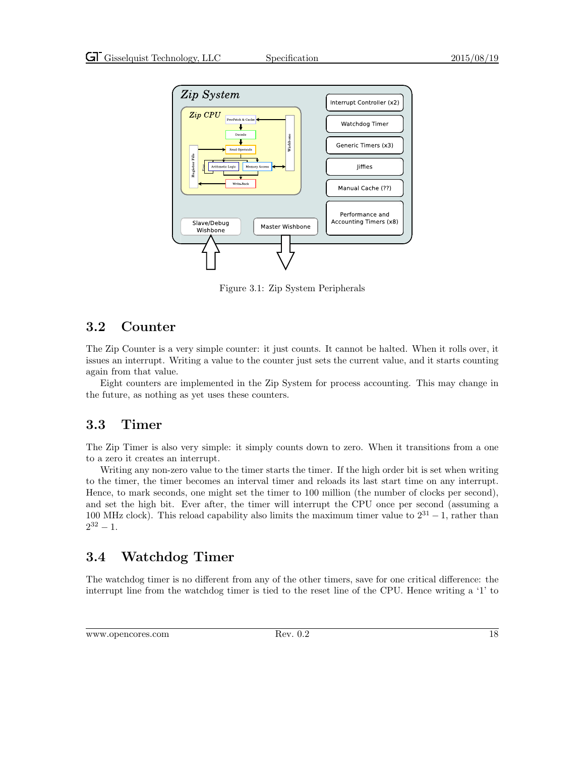Figure 3.1: Zip System Peripherals

## 3.2 Counter

The Zip Counter is a very simple counter: it just counts. It cannot be halted. When it rolls over, it issues an interrupt. Writing a value to the counter just sets the current value, and it starts counting again from that value.

Eight counters are implemented in the Zip System for process accounting. This may change in the future, as nothing as yet uses these counters.

## 3.3 Timer

The Zip Timer is also very simple: it simply counts down to zero. When it transitions from a one to a zero it creates an interrupt.

Writing any non-zero value to the timer starts the timer. If the high order bit is set when writing to the timer, the timer becomes an interval timer and reloads its last start time on any interrupt. Hence, to mark seconds, one might set the timer to 100 million (the number of clocks per second), and set the high bit. Ever after, the timer will interrupt the CPU once per second (assuming a 100 MHz clock). This reload capability also limits the maximum timer value to $2^{31} - 1$, rather than $2^{32} - 1$.

## 3.4 Watchdog Timer

The watchdog timer is no different from any of the other timers, save for one critical difference: the interrupt line from the watchdog timer is tied to the reset line of the CPU. Hence writing a '1' to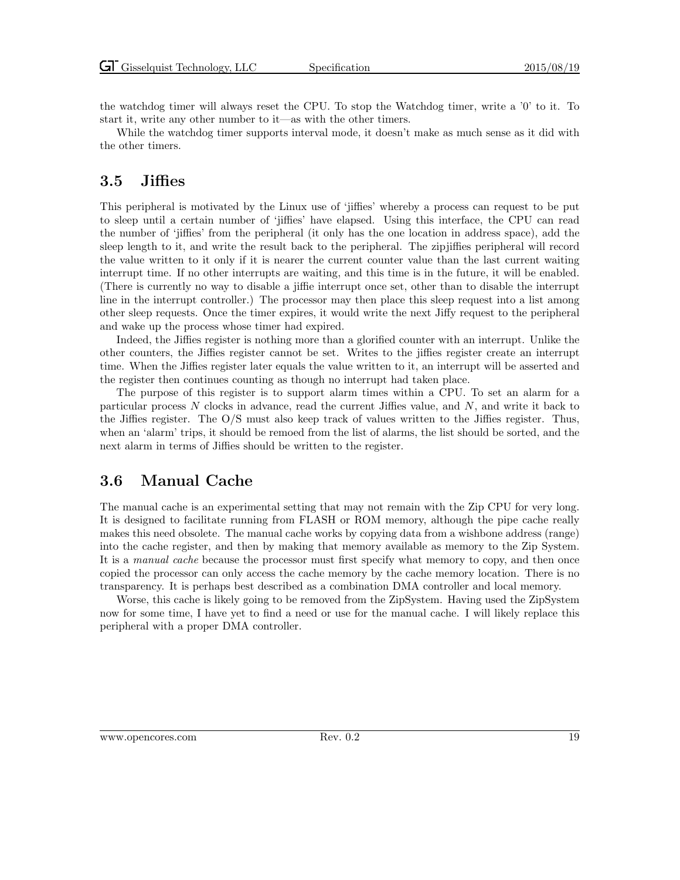the watchdog timer will always reset the CPU. To stop the Watchdog timer, write a '0' to it. To start it, write any other number to it—as with the other timers.

While the watchdog timer supports interval mode, it doesn't make as much sense as it did with the other timers.

## 3.5 Jiffies

This peripheral is motivated by the Linux use of 'jiffies' whereby a process can request to be put to sleep until a certain number of 'jiffies' have elapsed. Using this interface, the CPU can read the number of 'jiffies' from the peripheral (it only has the one location in address space), add the sleep length to it, and write the result back to the peripheral. The zipjiffies peripheral will record the value written to it only if it is nearer the current counter value than the last current waiting interrupt time. If no other interrupts are waiting, and this time is in the future, it will be enabled. (There is currently no way to disable a jiffie interrupt once set, other than to disable the interrupt line in the interrupt controller.) The processor may then place this sleep request into a list among other sleep requests. Once the timer expires, it would write the next Jiffy request to the peripheral and wake up the process whose timer had expired.

Indeed, the Jiffies register is nothing more than a glorified counter with an interrupt. Unlike the other counters, the Jiffies register cannot be set. Writes to the jiffies register create an interrupt time. When the Jiffies register later equals the value written to it, an interrupt will be asserted and the register then continues counting as though no interrupt had taken place.

The purpose of this register is to support alarm times within a CPU. To set an alarm for a particular process $N$ clocks in advance, read the current Jiffies value, and $N$, and write it back to the Jiffies register. The O/S must also keep track of values written to the Jiffies register. Thus, when an 'alarm' trips, it should be remoed from the list of alarms, the list should be sorted, and the next alarm in terms of Jiffies should be written to the register.

## 3.6 Manual Cache

The manual cache is an experimental setting that may not remain with the Zip CPU for very long. It is designed to facilitate running from FLASH or ROM memory, although the pipe cache really makes this need obsolete. The manual cache works by copying data from a wishbone address (range) into the cache register, and then by making that memory available as memory to the Zip System. It is a *manual cache* because the processor must first specify what memory to copy, and then once copied the processor can only access the cache memory by the cache memory location. There is no transparency. It is perhaps best described as a combination DMA controller and local memory.

Worse, this cache is likely going to be removed from the ZipSystem. Having used the ZipSystem now for some time, I have yet to find a need or use for the manual cache. I will likely replace this peripheral with a proper DMA controller.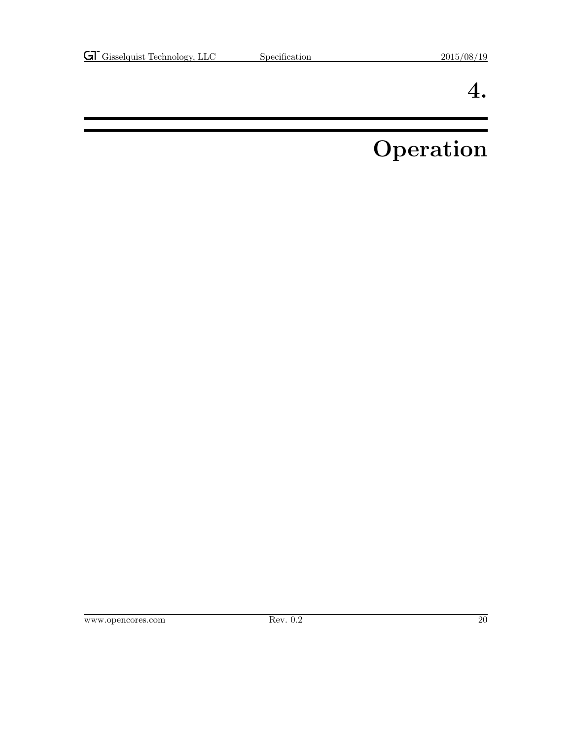# 4. Operation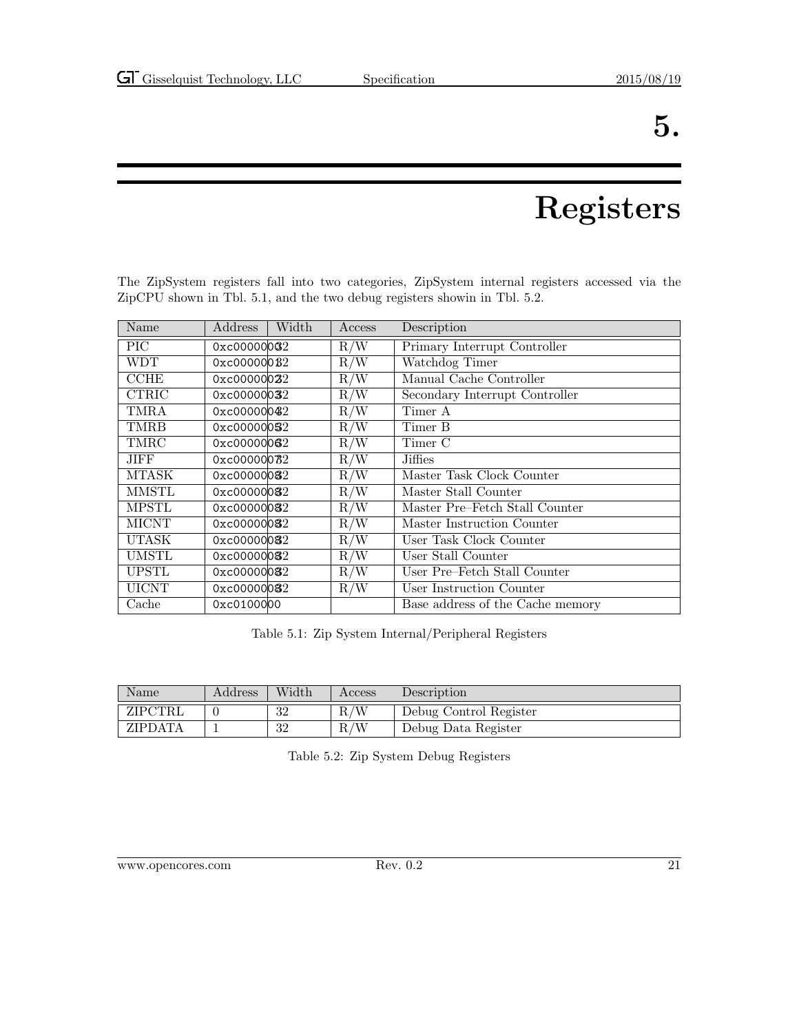# 5. Registers

The ZipSystem registers fall into two categories, ZipSystem internal registers accessed via the ZipCPU shown in Tbl. 5.1, and the two debug registers showin in Tbl. 5.2.

| Name | Address | Width | Access | Description |
|---|---|---|---|---|
| PIC | 0xc0000000 | 32 | R/W | Primary Interrupt Controller |
| WDT | 0xc0000001 | 32 | R/W | Watchdog Timer |
| CCHE | 0xc0000002 | 32 | R/W | Manual Cache Controller |
| CTRIC | 0xc0000003 | 32 | R/W | Secondary Interrupt Controller |
| TMRA | 0xc0000004 | 32 | R/W | Timer A |
| TMRB | 0xc0000005 | 32 | R/W | Timer B |
| TMRC | 0xc0000006 | 32 | R/W | Timer C |
| JIFF | 0xc0000007 | 32 | R/W | Jiffies |
| MTASK | 0xc0000008 | 32 | R/W | Master Task Clock Counter |
| MMSTL | 0xc0000008 | 32 | R/W | Master Stall Counter |
| MPSTL | 0xc0000008 | 32 | R/W | Master Pre–Fetch Stall Counter |
| MICNT | 0xc0000008 | 32 | R/W | Master Instruction Counter |
| UTASK | 0xc0000008 | 32 | R/W | User Task Clock Counter |
| UMSTL | 0xc0000008 | 32 | R/W | User Stall Counter |
| UPSTL | 0xc0000008 | 32 | R/W | User Pre–Fetch Stall Counter |
| UICNT | 0xc0000008 | 32 | R/W | User Instruction Counter |
| Cache | 0xc0100000 | | | Base address of the Cache memory |

Table 5.1: Zip System Internal/Peripheral Registers

| Name | Address | Width | Access | Description |
|---|---|---|---|---|
| ZIPCTRL | 0 | 32 | R/W | Debug Control Register |
| ZIPDATA | 1 | 32 | R/W | Debug Data Register |

Table 5.2: Zip System Debug Registers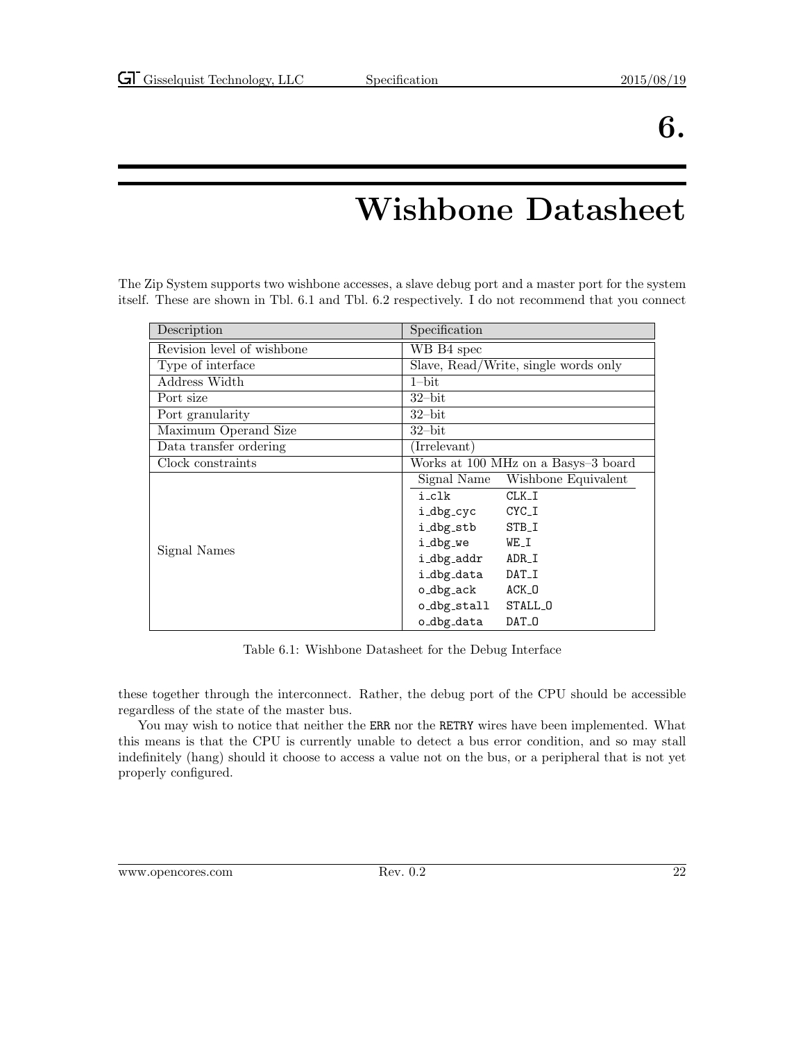# 6. Wishbone Datasheet

The Zip System supports two wishbone accesses, a slave debug port and a master port for the system itself. These are shown in Tbl. 6.1 and Tbl. 6.2 respectively. I do not recommend that you connect these together through the interconnect. Rather, the debug port of the CPU should be accessible regardless of the state of the master bus.

| Description | Specification |
|---|---|
| Revision level of wishbone | WB B4 spec |
| Type of interface | Slave, Read/Write, single words only |
| Address Width | 1–bit |
| Port size | 32–bit |
| Port granularity | 32–bit |
| Maximum Operand Size | 32–bit |
| Data transfer ordering | (Irrelevant) |
| Clock constraints | Works at 100 MHz on a Basys–3 board |
| Signal Names | **Signal Name** — **Wishbone Equivalent** |
| | `i_clk` — `CLK_I` |
| | `i_dbg_cyc` — `CYC_I` |
| | `i_dbg_stb` — `STB_I` |
| | `i_dbg_we` — `WE_I` |
| | `i_dbg_addr` — `ADR_I` |
| | `i_dbg_data` — `DAT_I` |
| | `o_dbg_ack` — `ACK_O` |
| | `o_dbg_stall` — `STALL_O` |
| | `o_dbg_data` — `DAT_O` |

Table 6.1: Wishbone Datasheet for the Debug Interface

You may wish to notice that neither the `ERR` nor the `RETRY` wires have been implemented. What this means is that the CPU is currently unable to detect a bus error condition, and so may stall indefinitely (hang) should it choose to access a value not on the bus, or a peripheral that is not yet properly configured.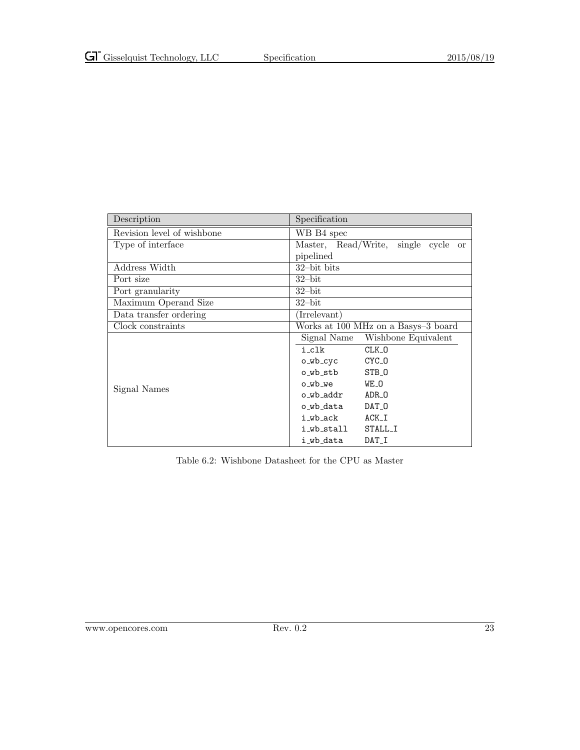| Description | Specification | |
|---|---|---|
| Revision level of wishbone | WB B4 spec | |
| Type of interface | Master, Read/Write, single cycle or pipelined | |
| Address Width | 32–bit bits | |
| Port size | 32–bit | |
| Port granularity | 32–bit | |
| Maximum Operand Size | 32–bit | |
| Data transfer ordering | (Irrelevant) | |
| Clock constraints | Works at 100 MHz on a Basys–3 board | |
| Signal Names | Signal Name | Wishbone Equivalent |
| | i_clk | CLK_O |
| | o_wb_cyc | CYC_O |
| | o_wb_stb | STB_O |
| | o_wb_we | WE_O |
| | o_wb_addr | ADR_O |
| | o_wb_data | DAT_O |
| | i_wb_ack | ACK_I |
| | i_wb_stall | STALL_I |
| | i_wb_data | DAT_I |

Table 6.2: Wishbone Datasheet for the CPU as Master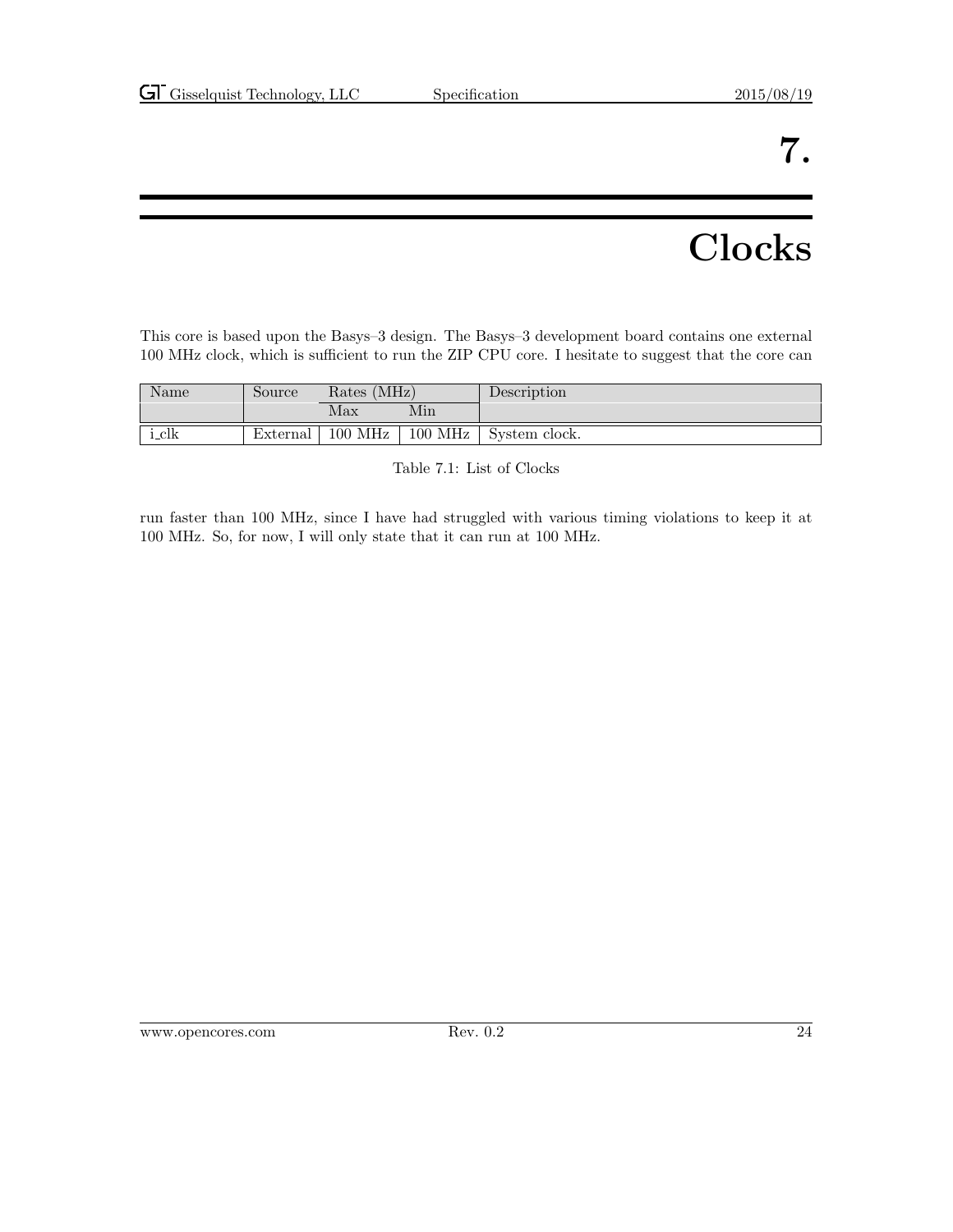# 7. Clocks

This core is based upon the Basys–3 design. The Basys–3 development board contains one external 100 MHz clock, which is sufficient to run the ZIP CPU core. I hesitate to suggest that the core can run faster than 100 MHz, since I have had struggled with various timing violations to keep it at 100 MHz. So, for now, I will only state that it can run at 100 MHz.

| Name | Source | Rates (MHz) | | Description |
|---|---|---|---|---|
| | | Max | Min | |
| i_clk | External | 100 MHz | 100 MHz | System clock. |

Table 7.1: List of Clocks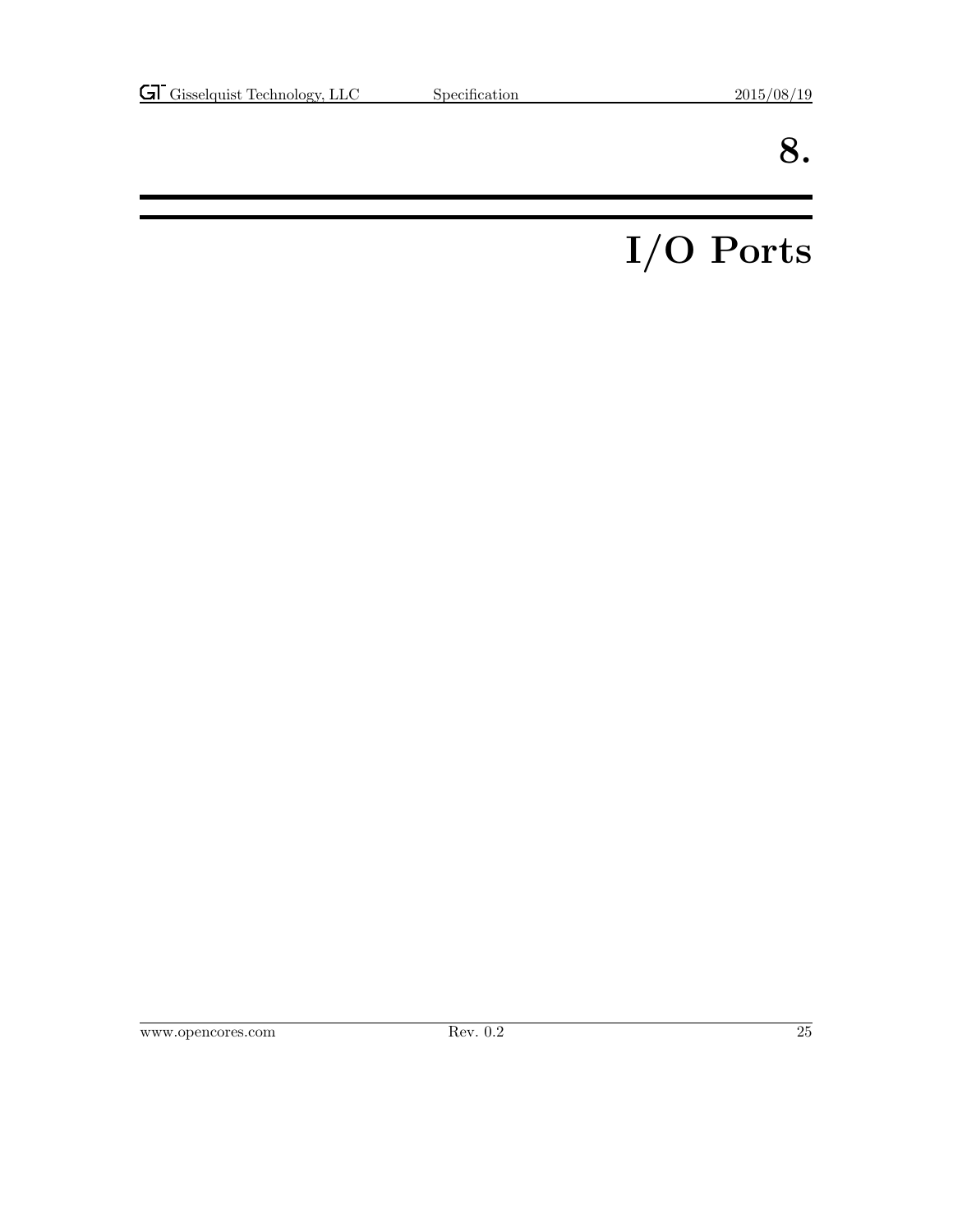# 8. I/O Ports